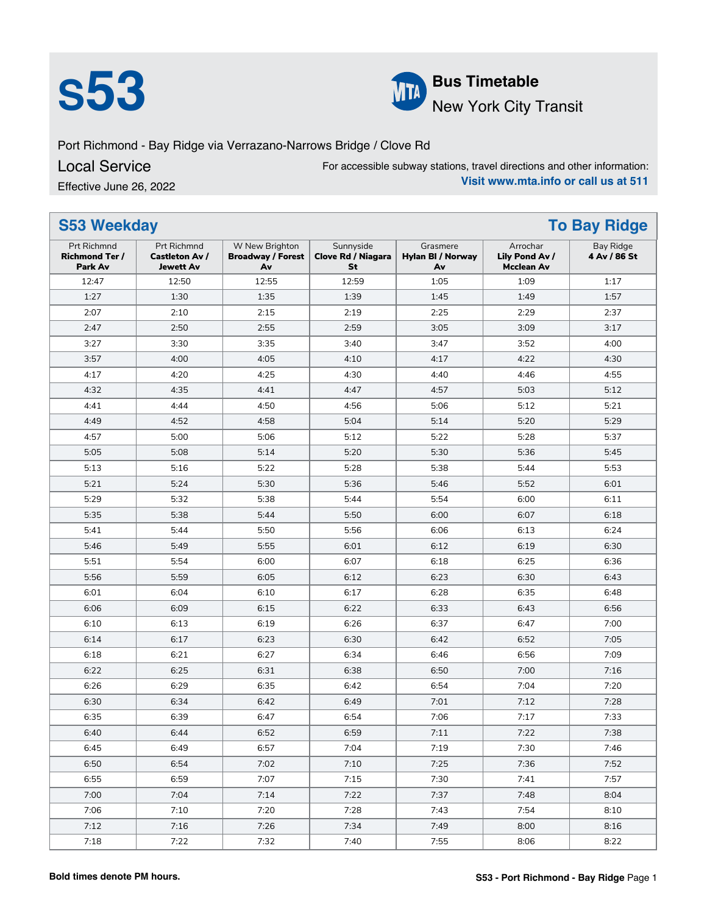# s53

**Bus Timetable**
New York City Transit

Port Richmond - Bay Ridge via Verrazano-Narrows Bridge / Clove Rd

Local Service

Effective June 26, 2022

For accessible subway stations, travel directions and other information:
**Visit www.mta.info or call us at 511**

## S53 Weekday — To Bay Ridge

| Prt Richmnd **Richmond Ter / Park Av** | Prt Richmnd **Castleton Av / Jewett Av** | W New Brighton **Broadway / Forest Av** | Sunnyside **Clove Rd / Niagara St** | Grasmere **Hylan Bl / Norway Av** | Arrochar **Lily Pond Av / Mcclean Av** | Bay Ridge **4 Av / 86 St** |
|---|---|---|---|---|---|---|
| 12:47 | 12:50 | 12:55 | 12:59 | 1:05 | 1:09 | 1:17 |
| 1:27 | 1:30 | 1:35 | 1:39 | 1:45 | 1:49 | 1:57 |
| 2:07 | 2:10 | 2:15 | 2:19 | 2:25 | 2:29 | 2:37 |
| 2:47 | 2:50 | 2:55 | 2:59 | 3:05 | 3:09 | 3:17 |
| 3:27 | 3:30 | 3:35 | 3:40 | 3:47 | 3:52 | 4:00 |
| 3:57 | 4:00 | 4:05 | 4:10 | 4:17 | 4:22 | 4:30 |
| 4:17 | 4:20 | 4:25 | 4:30 | 4:40 | 4:46 | 4:55 |
| 4:32 | 4:35 | 4:41 | 4:47 | 4:57 | 5:03 | 5:12 |
| 4:41 | 4:44 | 4:50 | 4:56 | 5:06 | 5:12 | 5:21 |
| 4:49 | 4:52 | 4:58 | 5:04 | 5:14 | 5:20 | 5:29 |
| 4:57 | 5:00 | 5:06 | 5:12 | 5:22 | 5:28 | 5:37 |
| 5:05 | 5:08 | 5:14 | 5:20 | 5:30 | 5:36 | 5:45 |
| 5:13 | 5:16 | 5:22 | 5:28 | 5:38 | 5:44 | 5:53 |
| 5:21 | 5:24 | 5:30 | 5:36 | 5:46 | 5:52 | 6:01 |
| 5:29 | 5:32 | 5:38 | 5:44 | 5:54 | 6:00 | 6:11 |
| 5:35 | 5:38 | 5:44 | 5:50 | 6:00 | 6:07 | 6:18 |
| 5:41 | 5:44 | 5:50 | 5:56 | 6:06 | 6:13 | 6:24 |
| 5:46 | 5:49 | 5:55 | 6:01 | 6:12 | 6:19 | 6:30 |
| 5:51 | 5:54 | 6:00 | 6:07 | 6:18 | 6:25 | 6:36 |
| 5:56 | 5:59 | 6:05 | 6:12 | 6:23 | 6:30 | 6:43 |
| 6:01 | 6:04 | 6:10 | 6:17 | 6:28 | 6:35 | 6:48 |
| 6:06 | 6:09 | 6:15 | 6:22 | 6:33 | 6:43 | 6:56 |
| 6:10 | 6:13 | 6:19 | 6:26 | 6:37 | 6:47 | 7:00 |
| 6:14 | 6:17 | 6:23 | 6:30 | 6:42 | 6:52 | 7:05 |
| 6:18 | 6:21 | 6:27 | 6:34 | 6:46 | 6:56 | 7:09 |
| 6:22 | 6:25 | 6:31 | 6:38 | 6:50 | 7:00 | 7:16 |
| 6:26 | 6:29 | 6:35 | 6:42 | 6:54 | 7:04 | 7:20 |
| 6:30 | 6:34 | 6:42 | 6:49 | 7:01 | 7:12 | 7:28 |
| 6:35 | 6:39 | 6:47 | 6:54 | 7:06 | 7:17 | 7:33 |
| 6:40 | 6:44 | 6:52 | 6:59 | 7:11 | 7:22 | 7:38 |
| 6:45 | 6:49 | 6:57 | 7:04 | 7:19 | 7:30 | 7:46 |
| 6:50 | 6:54 | 7:02 | 7:10 | 7:25 | 7:36 | 7:52 |
| 6:55 | 6:59 | 7:07 | 7:15 | 7:30 | 7:41 | 7:57 |
| 7:00 | 7:04 | 7:14 | 7:22 | 7:37 | 7:48 | 8:04 |
| 7:06 | 7:10 | 7:20 | 7:28 | 7:43 | 7:54 | 8:10 |
| 7:12 | 7:16 | 7:26 | 7:34 | 7:49 | 8:00 | 8:16 |
| 7:18 | 7:22 | 7:32 | 7:40 | 7:55 | 8:06 | 8:22 |

**Bold times denote PM hours.**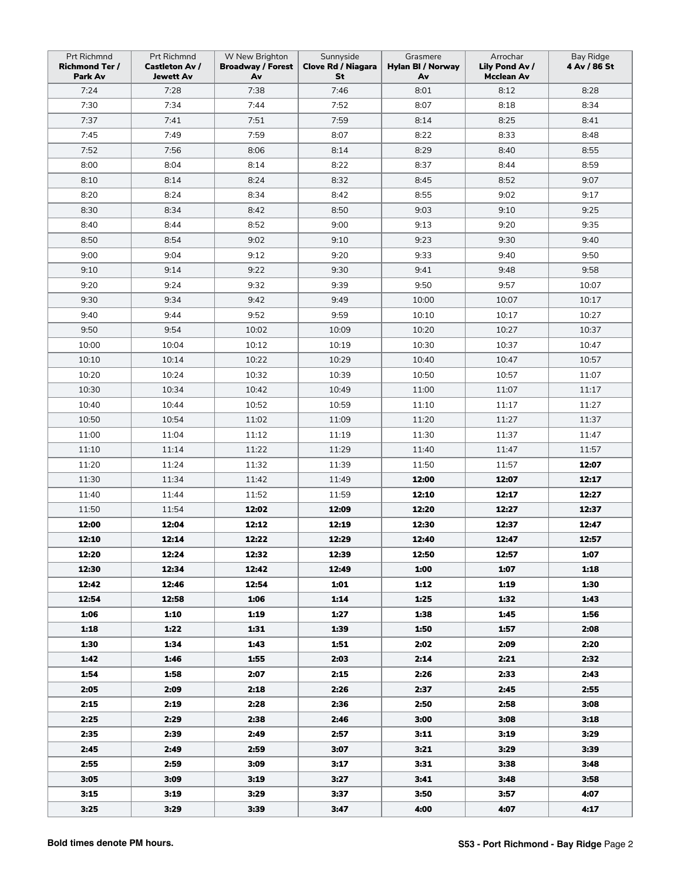| Prt Richmnd **Richmond Ter / Park Av** | Prt Richmnd **Castleton Av / Jewett Av** | W New Brighton **Broadway / Forest Av** | Sunnyside **Clove Rd / Niagara St** | Grasmere **Hylan Bl / Norway Av** | Arrochar **Lily Pond Av / Mcclean Av** | Bay Ridge **4 Av / 86 St** |
|---|---|---|---|---|---|---|
| 7:24 | 7:28 | 7:38 | 7:46 | 8:01 | 8:12 | 8:28 |
| 7:30 | 7:34 | 7:44 | 7:52 | 8:07 | 8:18 | 8:34 |
| 7:37 | 7:41 | 7:51 | 7:59 | 8:14 | 8:25 | 8:41 |
| 7:45 | 7:49 | 7:59 | 8:07 | 8:22 | 8:33 | 8:48 |
| 7:52 | 7:56 | 8:06 | 8:14 | 8:29 | 8:40 | 8:55 |
| 8:00 | 8:04 | 8:14 | 8:22 | 8:37 | 8:44 | 8:59 |
| 8:10 | 8:14 | 8:24 | 8:32 | 8:45 | 8:52 | 9:07 |
| 8:20 | 8:24 | 8:34 | 8:42 | 8:55 | 9:02 | 9:17 |
| 8:30 | 8:34 | 8:42 | 8:50 | 9:03 | 9:10 | 9:25 |
| 8:40 | 8:44 | 8:52 | 9:00 | 9:13 | 9:20 | 9:35 |
| 8:50 | 8:54 | 9:02 | 9:10 | 9:23 | 9:30 | 9:40 |
| 9:00 | 9:04 | 9:12 | 9:20 | 9:33 | 9:40 | 9:50 |
| 9:10 | 9:14 | 9:22 | 9:30 | 9:41 | 9:48 | 9:58 |
| 9:20 | 9:24 | 9:32 | 9:39 | 9:50 | 9:57 | 10:07 |
| 9:30 | 9:34 | 9:42 | 9:49 | 10:00 | 10:07 | 10:17 |
| 9:40 | 9:44 | 9:52 | 9:59 | 10:10 | 10:17 | 10:27 |
| 9:50 | 9:54 | 10:02 | 10:09 | 10:20 | 10:27 | 10:37 |
| 10:00 | 10:04 | 10:12 | 10:19 | 10:30 | 10:37 | 10:47 |
| 10:10 | 10:14 | 10:22 | 10:29 | 10:40 | 10:47 | 10:57 |
| 10:20 | 10:24 | 10:32 | 10:39 | 10:50 | 10:57 | 11:07 |
| 10:30 | 10:34 | 10:42 | 10:49 | 11:00 | 11:07 | 11:17 |
| 10:40 | 10:44 | 10:52 | 10:59 | 11:10 | 11:17 | 11:27 |
| 10:50 | 10:54 | 11:02 | 11:09 | 11:20 | 11:27 | 11:37 |
| 11:00 | 11:04 | 11:12 | 11:19 | 11:30 | 11:37 | 11:47 |
| 11:10 | 11:14 | 11:22 | 11:29 | 11:40 | 11:47 | 11:57 |
| 11:20 | 11:24 | 11:32 | 11:39 | 11:50 | 11:57 | **12:07** |
| 11:30 | 11:34 | 11:42 | 11:49 | **12:00** | **12:07** | **12:17** |
| 11:40 | 11:44 | 11:52 | 11:59 | **12:10** | **12:17** | **12:27** |
| 11:50 | 11:54 | **12:02** | **12:09** | **12:20** | **12:27** | **12:37** |
| **12:00** | **12:04** | **12:12** | **12:19** | **12:30** | **12:37** | **12:47** |
| **12:10** | **12:14** | **12:22** | **12:29** | **12:40** | **12:47** | **12:57** |
| **12:20** | **12:24** | **12:32** | **12:39** | **12:50** | **12:57** | **1:07** |
| **12:30** | **12:34** | **12:42** | **12:49** | **1:00** | **1:07** | **1:18** |
| **12:42** | **12:46** | **12:54** | **1:01** | **1:12** | **1:19** | **1:30** |
| **12:54** | **12:58** | **1:06** | **1:14** | **1:25** | **1:32** | **1:43** |
| **1:06** | **1:10** | **1:19** | **1:27** | **1:38** | **1:45** | **1:56** |
| **1:18** | **1:22** | **1:31** | **1:39** | **1:50** | **1:57** | **2:08** |
| **1:30** | **1:34** | **1:43** | **1:51** | **2:02** | **2:09** | **2:20** |
| **1:42** | **1:46** | **1:55** | **2:03** | **2:14** | **2:21** | **2:32** |
| **1:54** | **1:58** | **2:07** | **2:15** | **2:26** | **2:33** | **2:43** |
| **2:05** | **2:09** | **2:18** | **2:26** | **2:37** | **2:45** | **2:55** |
| **2:15** | **2:19** | **2:28** | **2:36** | **2:50** | **2:58** | **3:08** |
| **2:25** | **2:29** | **2:38** | **2:46** | **3:00** | **3:08** | **3:18** |
| **2:35** | **2:39** | **2:49** | **2:57** | **3:11** | **3:19** | **3:29** |
| **2:45** | **2:49** | **2:59** | **3:07** | **3:21** | **3:29** | **3:39** |
| **2:55** | **2:59** | **3:09** | **3:17** | **3:31** | **3:38** | **3:48** |
| **3:05** | **3:09** | **3:19** | **3:27** | **3:41** | **3:48** | **3:58** |
| **3:15** | **3:19** | **3:29** | **3:37** | **3:50** | **3:57** | **4:07** |
| **3:25** | **3:29** | **3:39** | **3:47** | **4:00** | **4:07** | **4:17** |

**Bold times denote PM hours.**

**S53 - Port Richmond - Bay Ridge**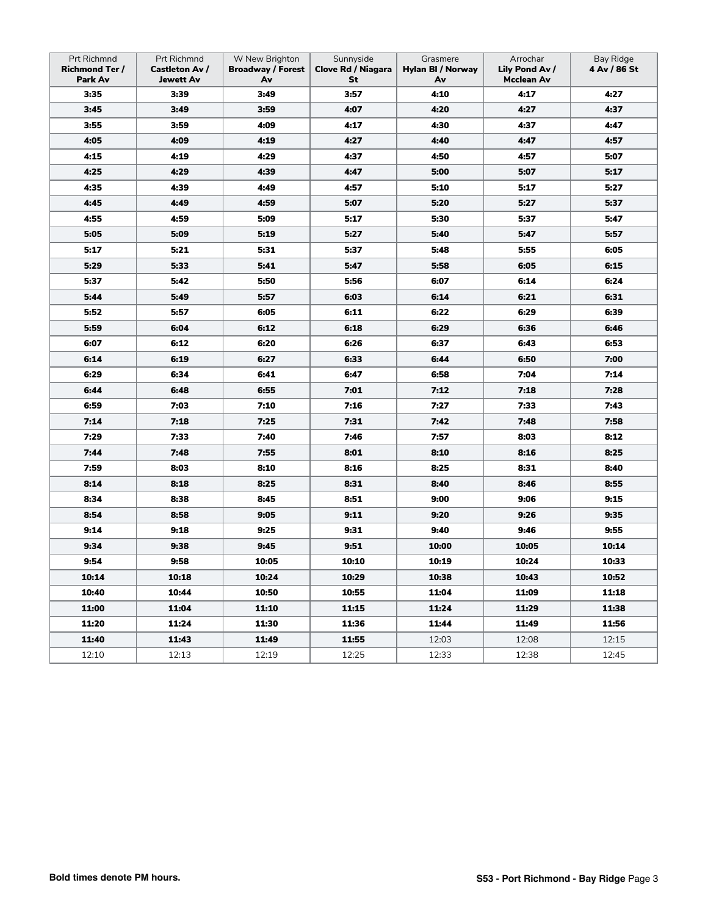| Prt Richmnd **Richmond Ter / Park Av** | Prt Richmnd **Castleton Av / Jewett Av** | W New Brighton **Broadway / Forest Av** | Sunnyside **Clove Rd / Niagara St** | Grasmere **Hylan Bl / Norway Av** | Arrochar **Lily Pond Av / Mcclean Av** | Bay Ridge **4 Av / 86 St** |
|---|---|---|---|---|---|---|
| **3:35** | **3:39** | **3:49** | **3:57** | **4:10** | **4:17** | **4:27** |
| **3:45** | **3:49** | **3:59** | **4:07** | **4:20** | **4:27** | **4:37** |
| **3:55** | **3:59** | **4:09** | **4:17** | **4:30** | **4:37** | **4:47** |
| **4:05** | **4:09** | **4:19** | **4:27** | **4:40** | **4:47** | **4:57** |
| **4:15** | **4:19** | **4:29** | **4:37** | **4:50** | **4:57** | **5:07** |
| **4:25** | **4:29** | **4:39** | **4:47** | **5:00** | **5:07** | **5:17** |
| **4:35** | **4:39** | **4:49** | **4:57** | **5:10** | **5:17** | **5:27** |
| **4:45** | **4:49** | **4:59** | **5:07** | **5:20** | **5:27** | **5:37** |
| **4:55** | **4:59** | **5:09** | **5:17** | **5:30** | **5:37** | **5:47** |
| **5:05** | **5:09** | **5:19** | **5:27** | **5:40** | **5:47** | **5:57** |
| **5:17** | **5:21** | **5:31** | **5:37** | **5:48** | **5:55** | **6:05** |
| **5:29** | **5:33** | **5:41** | **5:47** | **5:58** | **6:05** | **6:15** |
| **5:37** | **5:42** | **5:50** | **5:56** | **6:07** | **6:14** | **6:24** |
| **5:44** | **5:49** | **5:57** | **6:03** | **6:14** | **6:21** | **6:31** |
| **5:52** | **5:57** | **6:05** | **6:11** | **6:22** | **6:29** | **6:39** |
| **5:59** | **6:04** | **6:12** | **6:18** | **6:29** | **6:36** | **6:46** |
| **6:07** | **6:12** | **6:20** | **6:26** | **6:37** | **6:43** | **6:53** |
| **6:14** | **6:19** | **6:27** | **6:33** | **6:44** | **6:50** | **7:00** |
| **6:29** | **6:34** | **6:41** | **6:47** | **6:58** | **7:04** | **7:14** |
| **6:44** | **6:48** | **6:55** | **7:01** | **7:12** | **7:18** | **7:28** |
| **6:59** | **7:03** | **7:10** | **7:16** | **7:27** | **7:33** | **7:43** |
| **7:14** | **7:18** | **7:25** | **7:31** | **7:42** | **7:48** | **7:58** |
| **7:29** | **7:33** | **7:40** | **7:46** | **7:57** | **8:03** | **8:12** |
| **7:44** | **7:48** | **7:55** | **8:01** | **8:10** | **8:16** | **8:25** |
| **7:59** | **8:03** | **8:10** | **8:16** | **8:25** | **8:31** | **8:40** |
| **8:14** | **8:18** | **8:25** | **8:31** | **8:40** | **8:46** | **8:55** |
| **8:34** | **8:38** | **8:45** | **8:51** | **9:00** | **9:06** | **9:15** |
| **8:54** | **8:58** | **9:05** | **9:11** | **9:20** | **9:26** | **9:35** |
| **9:14** | **9:18** | **9:25** | **9:31** | **9:40** | **9:46** | **9:55** |
| **9:34** | **9:38** | **9:45** | **9:51** | **10:00** | **10:05** | **10:14** |
| **9:54** | **9:58** | **10:05** | **10:10** | **10:19** | **10:24** | **10:33** |
| **10:14** | **10:18** | **10:24** | **10:29** | **10:38** | **10:43** | **10:52** |
| **10:40** | **10:44** | **10:50** | **10:55** | **11:04** | **11:09** | **11:18** |
| **11:00** | **11:04** | **11:10** | **11:15** | **11:24** | **11:29** | **11:38** |
| **11:20** | **11:24** | **11:30** | **11:36** | **11:44** | **11:49** | **11:56** |
| **11:40** | **11:43** | **11:49** | **11:55** | 12:03 | 12:08 | 12:15 |
| 12:10 | 12:13 | 12:19 | 12:25 | 12:33 | 12:38 | 12:45 |

**Bold times denote PM hours.**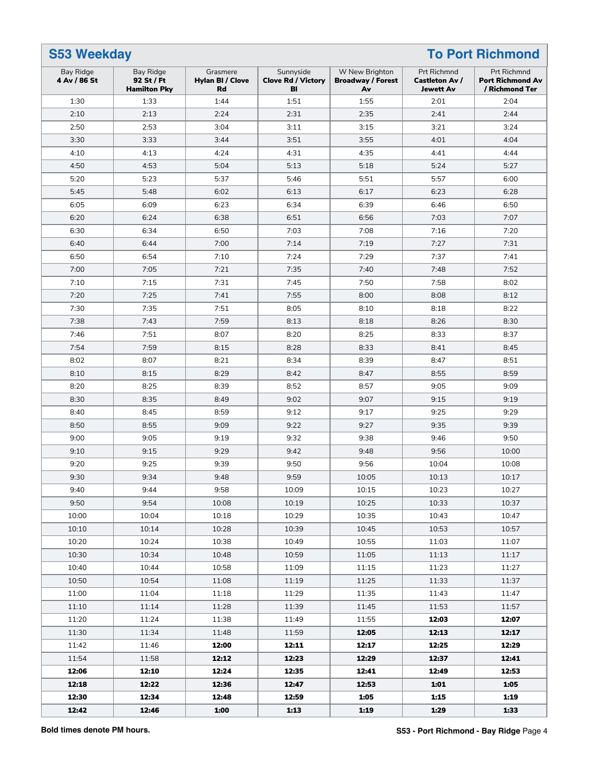## S53 Weekday — To Port Richmond

| Bay Ridge **4 Av / 86 St** | Bay Ridge **92 St / Ft Hamilton Pky** | Grasmere **Hylan Bl / Clove Rd** | Sunnyside **Clove Rd / Victory Bl** | W New Brighton **Broadway / Forest Av** | Prt Richmnd **Castleton Av / Jewett Av** | Prt Richmnd **Port Richmond Av / Richmond Ter** |
|---|---|---|---|---|---|---|
| 1:30 | 1:33 | 1:44 | 1:51 | 1:55 | 2:01 | 2:04 |
| 2:10 | 2:13 | 2:24 | 2:31 | 2:35 | 2:41 | 2:44 |
| 2:50 | 2:53 | 3:04 | 3:11 | 3:15 | 3:21 | 3:24 |
| 3:30 | 3:33 | 3:44 | 3:51 | 3:55 | 4:01 | 4:04 |
| 4:10 | 4:13 | 4:24 | 4:31 | 4:35 | 4:41 | 4:44 |
| 4:50 | 4:53 | 5:04 | 5:13 | 5:18 | 5:24 | 5:27 |
| 5:20 | 5:23 | 5:37 | 5:46 | 5:51 | 5:57 | 6:00 |
| 5:45 | 5:48 | 6:02 | 6:13 | 6:17 | 6:23 | 6:28 |
| 6:05 | 6:09 | 6:23 | 6:34 | 6:39 | 6:46 | 6:50 |
| 6:20 | 6:24 | 6:38 | 6:51 | 6:56 | 7:03 | 7:07 |
| 6:30 | 6:34 | 6:50 | 7:03 | 7:08 | 7:16 | 7:20 |
| 6:40 | 6:44 | 7:00 | 7:14 | 7:19 | 7:27 | 7:31 |
| 6:50 | 6:54 | 7:10 | 7:24 | 7:29 | 7:37 | 7:41 |
| 7:00 | 7:05 | 7:21 | 7:35 | 7:40 | 7:48 | 7:52 |
| 7:10 | 7:15 | 7:31 | 7:45 | 7:50 | 7:58 | 8:02 |
| 7:20 | 7:25 | 7:41 | 7:55 | 8:00 | 8:08 | 8:12 |
| 7:30 | 7:35 | 7:51 | 8:05 | 8:10 | 8:18 | 8:22 |
| 7:38 | 7:43 | 7:59 | 8:13 | 8:18 | 8:26 | 8:30 |
| 7:46 | 7:51 | 8:07 | 8:20 | 8:25 | 8:33 | 8:37 |
| 7:54 | 7:59 | 8:15 | 8:28 | 8:33 | 8:41 | 8:45 |
| 8:02 | 8:07 | 8:21 | 8:34 | 8:39 | 8:47 | 8:51 |
| 8:10 | 8:15 | 8:29 | 8:42 | 8:47 | 8:55 | 8:59 |
| 8:20 | 8:25 | 8:39 | 8:52 | 8:57 | 9:05 | 9:09 |
| 8:30 | 8:35 | 8:49 | 9:02 | 9:07 | 9:15 | 9:19 |
| 8:40 | 8:45 | 8:59 | 9:12 | 9:17 | 9:25 | 9:29 |
| 8:50 | 8:55 | 9:09 | 9:22 | 9:27 | 9:35 | 9:39 |
| 9:00 | 9:05 | 9:19 | 9:32 | 9:38 | 9:46 | 9:50 |
| 9:10 | 9:15 | 9:29 | 9:42 | 9:48 | 9:56 | 10:00 |
| 9:20 | 9:25 | 9:39 | 9:50 | 9:56 | 10:04 | 10:08 |
| 9:30 | 9:34 | 9:48 | 9:59 | 10:05 | 10:13 | 10:17 |
| 9:40 | 9:44 | 9:58 | 10:09 | 10:15 | 10:23 | 10:27 |
| 9:50 | 9:54 | 10:08 | 10:19 | 10:25 | 10:33 | 10:37 |
| 10:00 | 10:04 | 10:18 | 10:29 | 10:35 | 10:43 | 10:47 |
| 10:10 | 10:14 | 10:28 | 10:39 | 10:45 | 10:53 | 10:57 |
| 10:20 | 10:24 | 10:38 | 10:49 | 10:55 | 11:03 | 11:07 |
| 10:30 | 10:34 | 10:48 | 10:59 | 11:05 | 11:13 | 11:17 |
| 10:40 | 10:44 | 10:58 | 11:09 | 11:15 | 11:23 | 11:27 |
| 10:50 | 10:54 | 11:08 | 11:19 | 11:25 | 11:33 | 11:37 |
| 11:00 | 11:04 | 11:18 | 11:29 | 11:35 | 11:43 | 11:47 |
| 11:10 | 11:14 | 11:28 | 11:39 | 11:45 | 11:53 | 11:57 |
| 11:20 | 11:24 | 11:38 | 11:49 | 11:55 | **12:03** | **12:07** |
| 11:30 | 11:34 | 11:48 | 11:59 | **12:05** | **12:13** | **12:17** |
| 11:42 | 11:46 | **12:00** | **12:11** | **12:17** | **12:25** | **12:29** |
| 11:54 | 11:58 | **12:12** | **12:23** | **12:29** | **12:37** | **12:41** |
| **12:06** | **12:10** | **12:24** | **12:35** | **12:41** | **12:49** | **12:53** |
| **12:18** | **12:22** | **12:36** | **12:47** | **12:53** | **1:01** | **1:05** |
| **12:30** | **12:34** | **12:48** | **12:59** | **1:05** | **1:15** | **1:19** |
| **12:42** | **12:46** | **1:00** | **1:13** | **1:19** | **1:29** | **1:33** |

**Bold times denote PM hours.**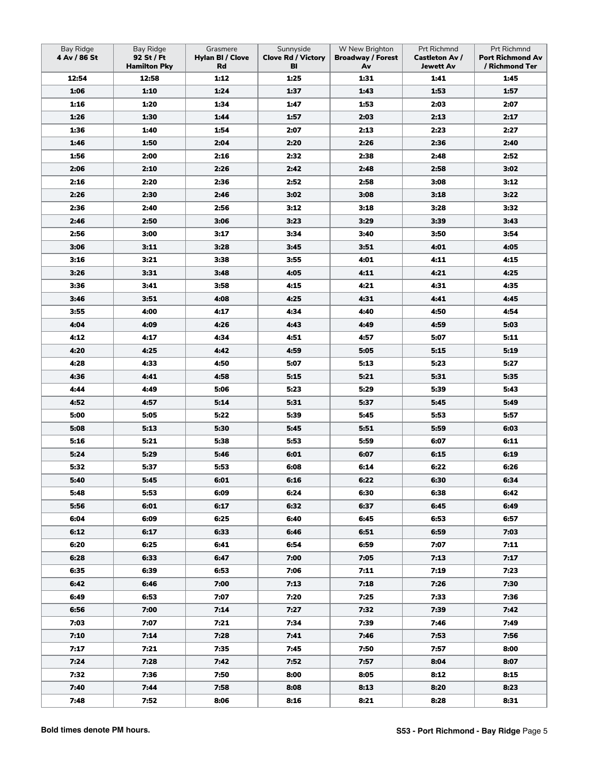| Bay Ridge **4 Av / 86 St** | Bay Ridge **92 St / Ft Hamilton Pky** | Grasmere **Hylan Bl / Clove Rd** | Sunnyside **Clove Rd / Victory Bl** | W New Brighton **Broadway / Forest Av** | Prt Richmnd **Castleton Av / Jewett Av** | Prt Richmnd **Port Richmond Av / Richmond Ter** |
|---|---|---|---|---|---|---|
| **12:54** | **12:58** | **1:12** | **1:25** | **1:31** | **1:41** | **1:45** |
| **1:06** | **1:10** | **1:24** | **1:37** | **1:43** | **1:53** | **1:57** |
| **1:16** | **1:20** | **1:34** | **1:47** | **1:53** | **2:03** | **2:07** |
| **1:26** | **1:30** | **1:44** | **1:57** | **2:03** | **2:13** | **2:17** |
| **1:36** | **1:40** | **1:54** | **2:07** | **2:13** | **2:23** | **2:27** |
| **1:46** | **1:50** | **2:04** | **2:20** | **2:26** | **2:36** | **2:40** |
| **1:56** | **2:00** | **2:16** | **2:32** | **2:38** | **2:48** | **2:52** |
| **2:06** | **2:10** | **2:26** | **2:42** | **2:48** | **2:58** | **3:02** |
| **2:16** | **2:20** | **2:36** | **2:52** | **2:58** | **3:08** | **3:12** |
| **2:26** | **2:30** | **2:46** | **3:02** | **3:08** | **3:18** | **3:22** |
| **2:36** | **2:40** | **2:56** | **3:12** | **3:18** | **3:28** | **3:32** |
| **2:46** | **2:50** | **3:06** | **3:23** | **3:29** | **3:39** | **3:43** |
| **2:56** | **3:00** | **3:17** | **3:34** | **3:40** | **3:50** | **3:54** |
| **3:06** | **3:11** | **3:28** | **3:45** | **3:51** | **4:01** | **4:05** |
| **3:16** | **3:21** | **3:38** | **3:55** | **4:01** | **4:11** | **4:15** |
| **3:26** | **3:31** | **3:48** | **4:05** | **4:11** | **4:21** | **4:25** |
| **3:36** | **3:41** | **3:58** | **4:15** | **4:21** | **4:31** | **4:35** |
| **3:46** | **3:51** | **4:08** | **4:25** | **4:31** | **4:41** | **4:45** |
| **3:55** | **4:00** | **4:17** | **4:34** | **4:40** | **4:50** | **4:54** |
| **4:04** | **4:09** | **4:26** | **4:43** | **4:49** | **4:59** | **5:03** |
| **4:12** | **4:17** | **4:34** | **4:51** | **4:57** | **5:07** | **5:11** |
| **4:20** | **4:25** | **4:42** | **4:59** | **5:05** | **5:15** | **5:19** |
| **4:28** | **4:33** | **4:50** | **5:07** | **5:13** | **5:23** | **5:27** |
| **4:36** | **4:41** | **4:58** | **5:15** | **5:21** | **5:31** | **5:35** |
| **4:44** | **4:49** | **5:06** | **5:23** | **5:29** | **5:39** | **5:43** |
| **4:52** | **4:57** | **5:14** | **5:31** | **5:37** | **5:45** | **5:49** |
| **5:00** | **5:05** | **5:22** | **5:39** | **5:45** | **5:53** | **5:57** |
| **5:08** | **5:13** | **5:30** | **5:45** | **5:51** | **5:59** | **6:03** |
| **5:16** | **5:21** | **5:38** | **5:53** | **5:59** | **6:07** | **6:11** |
| **5:24** | **5:29** | **5:46** | **6:01** | **6:07** | **6:15** | **6:19** |
| **5:32** | **5:37** | **5:53** | **6:08** | **6:14** | **6:22** | **6:26** |
| **5:40** | **5:45** | **6:01** | **6:16** | **6:22** | **6:30** | **6:34** |
| **5:48** | **5:53** | **6:09** | **6:24** | **6:30** | **6:38** | **6:42** |
| **5:56** | **6:01** | **6:17** | **6:32** | **6:37** | **6:45** | **6:49** |
| **6:04** | **6:09** | **6:25** | **6:40** | **6:45** | **6:53** | **6:57** |
| **6:12** | **6:17** | **6:33** | **6:46** | **6:51** | **6:59** | **7:03** |
| **6:20** | **6:25** | **6:41** | **6:54** | **6:59** | **7:07** | **7:11** |
| **6:28** | **6:33** | **6:47** | **7:00** | **7:05** | **7:13** | **7:17** |
| **6:35** | **6:39** | **6:53** | **7:06** | **7:11** | **7:19** | **7:23** |
| **6:42** | **6:46** | **7:00** | **7:13** | **7:18** | **7:26** | **7:30** |
| **6:49** | **6:53** | **7:07** | **7:20** | **7:25** | **7:33** | **7:36** |
| **6:56** | **7:00** | **7:14** | **7:27** | **7:32** | **7:39** | **7:42** |
| **7:03** | **7:07** | **7:21** | **7:34** | **7:39** | **7:46** | **7:49** |
| **7:10** | **7:14** | **7:28** | **7:41** | **7:46** | **7:53** | **7:56** |
| **7:17** | **7:21** | **7:35** | **7:45** | **7:50** | **7:57** | **8:00** |
| **7:24** | **7:28** | **7:42** | **7:52** | **7:57** | **8:04** | **8:07** |
| **7:32** | **7:36** | **7:50** | **8:00** | **8:05** | **8:12** | **8:15** |
| **7:40** | **7:44** | **7:58** | **8:08** | **8:13** | **8:20** | **8:23** |
| **7:48** | **7:52** | **8:06** | **8:16** | **8:21** | **8:28** | **8:31** |

**Bold times denote PM hours.**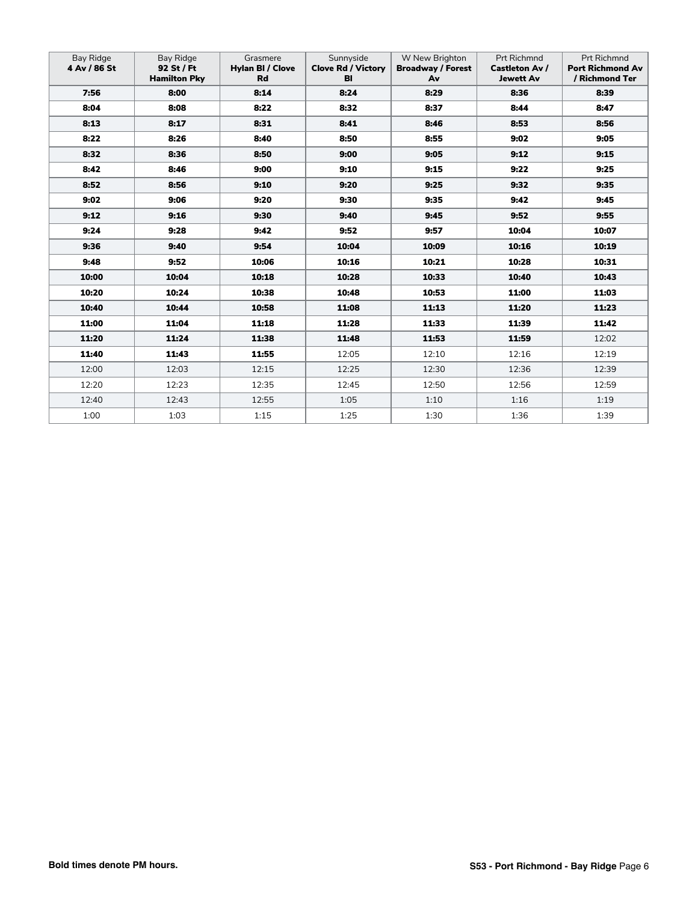| Bay Ridge **4 Av / 86 St** | Bay Ridge **92 St / Ft Hamilton Pky** | Grasmere **Hylan Bl / Clove Rd** | Sunnyside **Clove Rd / Victory Bl** | W New Brighton **Broadway / Forest Av** | Prt Richmnd **Castleton Av / Jewett Av** | Prt Richmnd **Port Richmond Av / Richmond Ter** |
|---|---|---|---|---|---|---|
| **7:56** | **8:00** | **8:14** | **8:24** | **8:29** | **8:36** | **8:39** |
| **8:04** | **8:08** | **8:22** | **8:32** | **8:37** | **8:44** | **8:47** |
| **8:13** | **8:17** | **8:31** | **8:41** | **8:46** | **8:53** | **8:56** |
| **8:22** | **8:26** | **8:40** | **8:50** | **8:55** | **9:02** | **9:05** |
| **8:32** | **8:36** | **8:50** | **9:00** | **9:05** | **9:12** | **9:15** |
| **8:42** | **8:46** | **9:00** | **9:10** | **9:15** | **9:22** | **9:25** |
| **8:52** | **8:56** | **9:10** | **9:20** | **9:25** | **9:32** | **9:35** |
| **9:02** | **9:06** | **9:20** | **9:30** | **9:35** | **9:42** | **9:45** |
| **9:12** | **9:16** | **9:30** | **9:40** | **9:45** | **9:52** | **9:55** |
| **9:24** | **9:28** | **9:42** | **9:52** | **9:57** | **10:04** | **10:07** |
| **9:36** | **9:40** | **9:54** | **10:04** | **10:09** | **10:16** | **10:19** |
| **9:48** | **9:52** | **10:06** | **10:16** | **10:21** | **10:28** | **10:31** |
| **10:00** | **10:04** | **10:18** | **10:28** | **10:33** | **10:40** | **10:43** |
| **10:20** | **10:24** | **10:38** | **10:48** | **10:53** | **11:00** | **11:03** |
| **10:40** | **10:44** | **10:58** | **11:08** | **11:13** | **11:20** | **11:23** |
| **11:00** | **11:04** | **11:18** | **11:28** | **11:33** | **11:39** | **11:42** |
| **11:20** | **11:24** | **11:38** | **11:48** | **11:53** | **11:59** | 12:02 |
| **11:40** | **11:43** | **11:55** | 12:05 | 12:10 | 12:16 | 12:19 |
| 12:00 | 12:03 | 12:15 | 12:25 | 12:30 | 12:36 | 12:39 |
| 12:20 | 12:23 | 12:35 | 12:45 | 12:50 | 12:56 | 12:59 |
| 12:40 | 12:43 | 12:55 | 1:05 | 1:10 | 1:16 | 1:19 |
| 1:00 | 1:03 | 1:15 | 1:25 | 1:30 | 1:36 | 1:39 |

**Bold times denote PM hours.**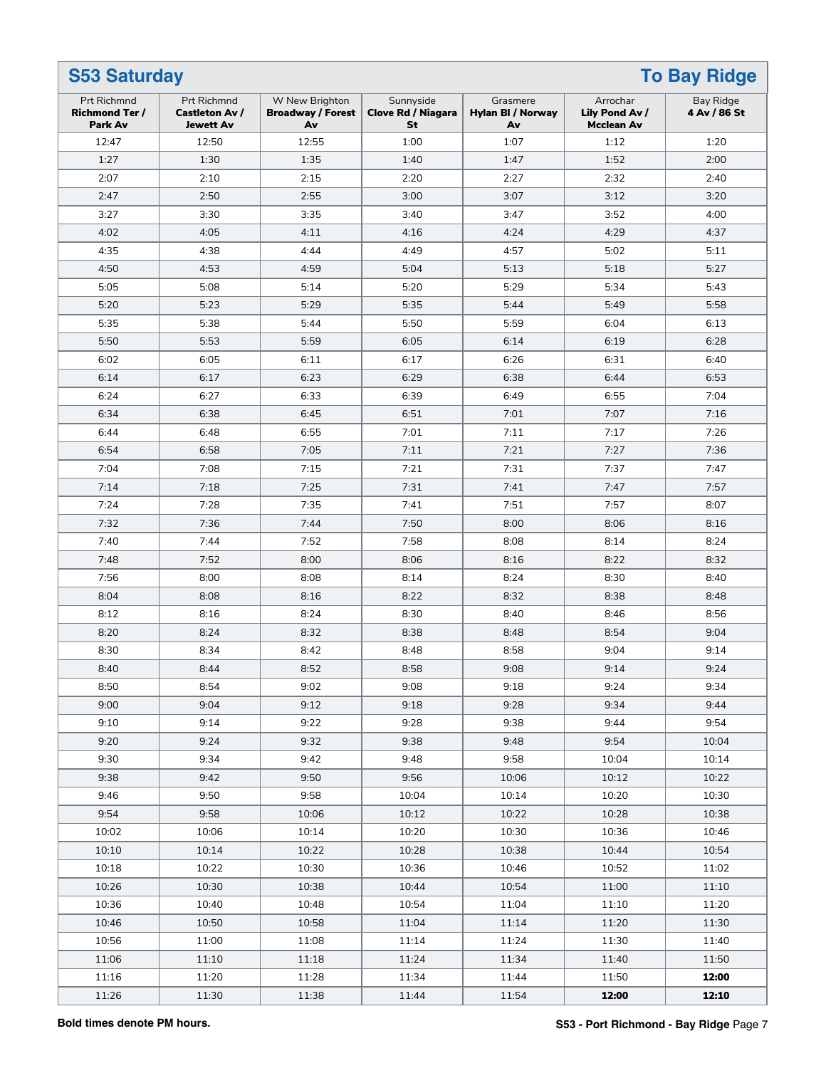## S53 Saturday — To Bay Ridge

| Prt Richmnd **Richmond Ter / Park Av** | Prt Richmnd **Castleton Av / Jewett Av** | W New Brighton **Broadway / Forest Av** | Sunnyside **Clove Rd / Niagara St** | Grasmere **Hylan Bl / Norway Av** | Arrochar **Lily Pond Av / Mclean Av** | Bay Ridge **4 Av / 86 St** |
|---|---|---|---|---|---|---|
| 12:47 | 12:50 | 12:55 | 1:00 | 1:07 | 1:12 | 1:20 |
| 1:27 | 1:30 | 1:35 | 1:40 | 1:47 | 1:52 | 2:00 |
| 2:07 | 2:10 | 2:15 | 2:20 | 2:27 | 2:32 | 2:40 |
| 2:47 | 2:50 | 2:55 | 3:00 | 3:07 | 3:12 | 3:20 |
| 3:27 | 3:30 | 3:35 | 3:40 | 3:47 | 3:52 | 4:00 |
| 4:02 | 4:05 | 4:11 | 4:16 | 4:24 | 4:29 | 4:37 |
| 4:35 | 4:38 | 4:44 | 4:49 | 4:57 | 5:02 | 5:11 |
| 4:50 | 4:53 | 4:59 | 5:04 | 5:13 | 5:18 | 5:27 |
| 5:05 | 5:08 | 5:14 | 5:20 | 5:29 | 5:34 | 5:43 |
| 5:20 | 5:23 | 5:29 | 5:35 | 5:44 | 5:49 | 5:58 |
| 5:35 | 5:38 | 5:44 | 5:50 | 5:59 | 6:04 | 6:13 |
| 5:50 | 5:53 | 5:59 | 6:05 | 6:14 | 6:19 | 6:28 |
| 6:02 | 6:05 | 6:11 | 6:17 | 6:26 | 6:31 | 6:40 |
| 6:14 | 6:17 | 6:23 | 6:29 | 6:38 | 6:44 | 6:53 |
| 6:24 | 6:27 | 6:33 | 6:39 | 6:49 | 6:55 | 7:04 |
| 6:34 | 6:38 | 6:45 | 6:51 | 7:01 | 7:07 | 7:16 |
| 6:44 | 6:48 | 6:55 | 7:01 | 7:11 | 7:17 | 7:26 |
| 6:54 | 6:58 | 7:05 | 7:11 | 7:21 | 7:27 | 7:36 |
| 7:04 | 7:08 | 7:15 | 7:21 | 7:31 | 7:37 | 7:47 |
| 7:14 | 7:18 | 7:25 | 7:31 | 7:41 | 7:47 | 7:57 |
| 7:24 | 7:28 | 7:35 | 7:41 | 7:51 | 7:57 | 8:07 |
| 7:32 | 7:36 | 7:44 | 7:50 | 8:00 | 8:06 | 8:16 |
| 7:40 | 7:44 | 7:52 | 7:58 | 8:08 | 8:14 | 8:24 |
| 7:48 | 7:52 | 8:00 | 8:06 | 8:16 | 8:22 | 8:32 |
| 7:56 | 8:00 | 8:08 | 8:14 | 8:24 | 8:30 | 8:40 |
| 8:04 | 8:08 | 8:16 | 8:22 | 8:32 | 8:38 | 8:48 |
| 8:12 | 8:16 | 8:24 | 8:30 | 8:40 | 8:46 | 8:56 |
| 8:20 | 8:24 | 8:32 | 8:38 | 8:48 | 8:54 | 9:04 |
| 8:30 | 8:34 | 8:42 | 8:48 | 8:58 | 9:04 | 9:14 |
| 8:40 | 8:44 | 8:52 | 8:58 | 9:08 | 9:14 | 9:24 |
| 8:50 | 8:54 | 9:02 | 9:08 | 9:18 | 9:24 | 9:34 |
| 9:00 | 9:04 | 9:12 | 9:18 | 9:28 | 9:34 | 9:44 |
| 9:10 | 9:14 | 9:22 | 9:28 | 9:38 | 9:44 | 9:54 |
| 9:20 | 9:24 | 9:32 | 9:38 | 9:48 | 9:54 | 10:04 |
| 9:30 | 9:34 | 9:42 | 9:48 | 9:58 | 10:04 | 10:14 |
| 9:38 | 9:42 | 9:50 | 9:56 | 10:06 | 10:12 | 10:22 |
| 9:46 | 9:50 | 9:58 | 10:04 | 10:14 | 10:20 | 10:30 |
| 9:54 | 9:58 | 10:06 | 10:12 | 10:22 | 10:28 | 10:38 |
| 10:02 | 10:06 | 10:14 | 10:20 | 10:30 | 10:36 | 10:46 |
| 10:10 | 10:14 | 10:22 | 10:28 | 10:38 | 10:44 | 10:54 |
| 10:18 | 10:22 | 10:30 | 10:36 | 10:46 | 10:52 | 11:02 |
| 10:26 | 10:30 | 10:38 | 10:44 | 10:54 | 11:00 | 11:10 |
| 10:36 | 10:40 | 10:48 | 10:54 | 11:04 | 11:10 | 11:20 |
| 10:46 | 10:50 | 10:58 | 11:04 | 11:14 | 11:20 | 11:30 |
| 10:56 | 11:00 | 11:08 | 11:14 | 11:24 | 11:30 | 11:40 |
| 11:06 | 11:10 | 11:18 | 11:24 | 11:34 | 11:40 | 11:50 |
| 11:16 | 11:20 | 11:28 | 11:34 | 11:44 | 11:50 | **12:00** |
| 11:26 | 11:30 | 11:38 | 11:44 | 11:54 | **12:00** | **12:10** |

**Bold times denote PM hours.**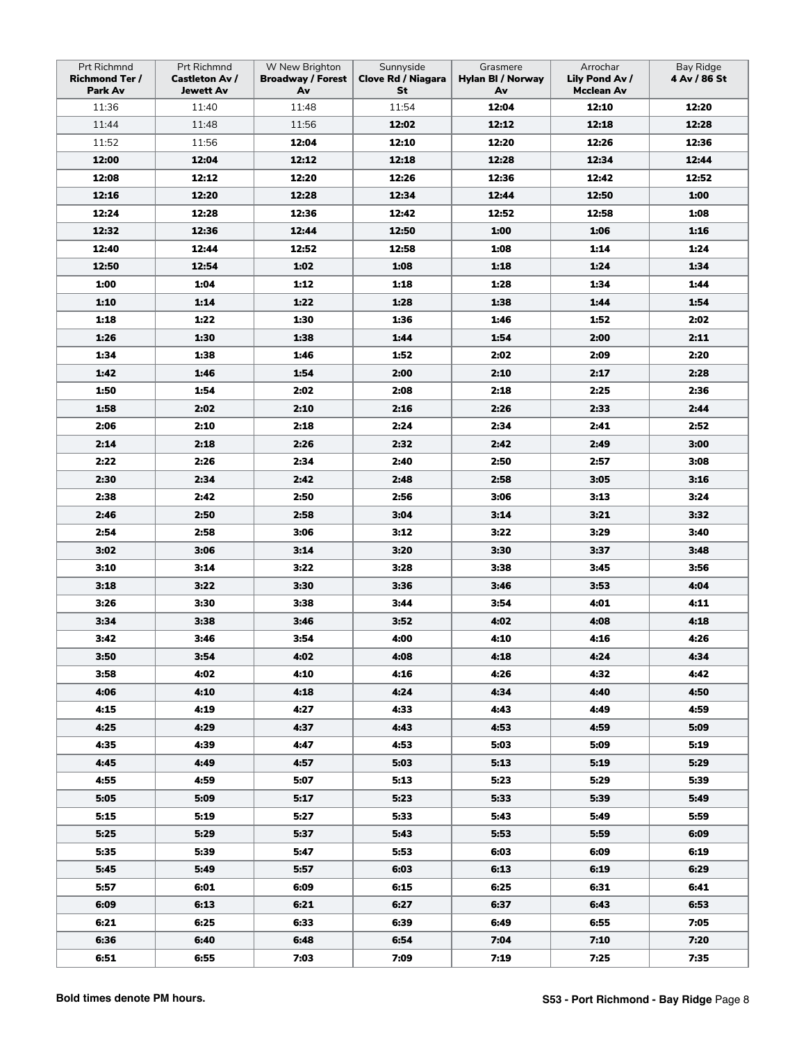| Prt Richmnd **Richmond Ter / Park Av** | Prt Richmnd **Castleton Av / Jewett Av** | W New Brighton **Broadway / Forest Av** | Sunnyside **Clove Rd / Niagara St** | Grasmere **Hylan Bl / Norway Av** | Arrochar **Lily Pond Av / Mcclean Av** | Bay Ridge **4 Av / 86 St** |
|---|---|---|---|---|---|---|
| 11:36 | 11:40 | 11:48 | 11:54 | **12:04** | **12:10** | **12:20** |
| 11:44 | 11:48 | 11:56 | **12:02** | **12:12** | **12:18** | **12:28** |
| 11:52 | 11:56 | **12:04** | **12:10** | **12:20** | **12:26** | **12:36** |
| **12:00** | **12:04** | **12:12** | **12:18** | **12:28** | **12:34** | **12:44** |
| **12:08** | **12:12** | **12:20** | **12:26** | **12:36** | **12:42** | **12:52** |
| **12:16** | **12:20** | **12:28** | **12:34** | **12:44** | **12:50** | **1:00** |
| **12:24** | **12:28** | **12:36** | **12:42** | **12:52** | **12:58** | **1:08** |
| **12:32** | **12:36** | **12:44** | **12:50** | **1:00** | **1:06** | **1:16** |
| **12:40** | **12:44** | **12:52** | **12:58** | **1:08** | **1:14** | **1:24** |
| **12:50** | **12:54** | **1:02** | **1:08** | **1:18** | **1:24** | **1:34** |
| **1:00** | **1:04** | **1:12** | **1:18** | **1:28** | **1:34** | **1:44** |
| **1:10** | **1:14** | **1:22** | **1:28** | **1:38** | **1:44** | **1:54** |
| **1:18** | **1:22** | **1:30** | **1:36** | **1:46** | **1:52** | **2:02** |
| **1:26** | **1:30** | **1:38** | **1:44** | **1:54** | **2:00** | **2:11** |
| **1:34** | **1:38** | **1:46** | **1:52** | **2:02** | **2:09** | **2:20** |
| **1:42** | **1:46** | **1:54** | **2:00** | **2:10** | **2:17** | **2:28** |
| **1:50** | **1:54** | **2:02** | **2:08** | **2:18** | **2:25** | **2:36** |
| **1:58** | **2:02** | **2:10** | **2:16** | **2:26** | **2:33** | **2:44** |
| **2:06** | **2:10** | **2:18** | **2:24** | **2:34** | **2:41** | **2:52** |
| **2:14** | **2:18** | **2:26** | **2:32** | **2:42** | **2:49** | **3:00** |
| **2:22** | **2:26** | **2:34** | **2:40** | **2:50** | **2:57** | **3:08** |
| **2:30** | **2:34** | **2:42** | **2:48** | **2:58** | **3:05** | **3:16** |
| **2:38** | **2:42** | **2:50** | **2:56** | **3:06** | **3:13** | **3:24** |
| **2:46** | **2:50** | **2:58** | **3:04** | **3:14** | **3:21** | **3:32** |
| **2:54** | **2:58** | **3:06** | **3:12** | **3:22** | **3:29** | **3:40** |
| **3:02** | **3:06** | **3:14** | **3:20** | **3:30** | **3:37** | **3:48** |
| **3:10** | **3:14** | **3:22** | **3:28** | **3:38** | **3:45** | **3:56** |
| **3:18** | **3:22** | **3:30** | **3:36** | **3:46** | **3:53** | **4:04** |
| **3:26** | **3:30** | **3:38** | **3:44** | **3:54** | **4:01** | **4:11** |
| **3:34** | **3:38** | **3:46** | **3:52** | **4:02** | **4:08** | **4:18** |
| **3:42** | **3:46** | **3:54** | **4:00** | **4:10** | **4:16** | **4:26** |
| **3:50** | **3:54** | **4:02** | **4:08** | **4:18** | **4:24** | **4:34** |
| **3:58** | **4:02** | **4:10** | **4:16** | **4:26** | **4:32** | **4:42** |
| **4:06** | **4:10** | **4:18** | **4:24** | **4:34** | **4:40** | **4:50** |
| **4:15** | **4:19** | **4:27** | **4:33** | **4:43** | **4:49** | **4:59** |
| **4:25** | **4:29** | **4:37** | **4:43** | **4:53** | **4:59** | **5:09** |
| **4:35** | **4:39** | **4:47** | **4:53** | **5:03** | **5:09** | **5:19** |
| **4:45** | **4:49** | **4:57** | **5:03** | **5:13** | **5:19** | **5:29** |
| **4:55** | **4:59** | **5:07** | **5:13** | **5:23** | **5:29** | **5:39** |
| **5:05** | **5:09** | **5:17** | **5:23** | **5:33** | **5:39** | **5:49** |
| **5:15** | **5:19** | **5:27** | **5:33** | **5:43** | **5:49** | **5:59** |
| **5:25** | **5:29** | **5:37** | **5:43** | **5:53** | **5:59** | **6:09** |
| **5:35** | **5:39** | **5:47** | **5:53** | **6:03** | **6:09** | **6:19** |
| **5:45** | **5:49** | **5:57** | **6:03** | **6:13** | **6:19** | **6:29** |
| **5:57** | **6:01** | **6:09** | **6:15** | **6:25** | **6:31** | **6:41** |
| **6:09** | **6:13** | **6:21** | **6:27** | **6:37** | **6:43** | **6:53** |
| **6:21** | **6:25** | **6:33** | **6:39** | **6:49** | **6:55** | **7:05** |
| **6:36** | **6:40** | **6:48** | **6:54** | **7:04** | **7:10** | **7:20** |
| **6:51** | **6:55** | **7:03** | **7:09** | **7:19** | **7:25** | **7:35** |

**Bold times denote PM hours.**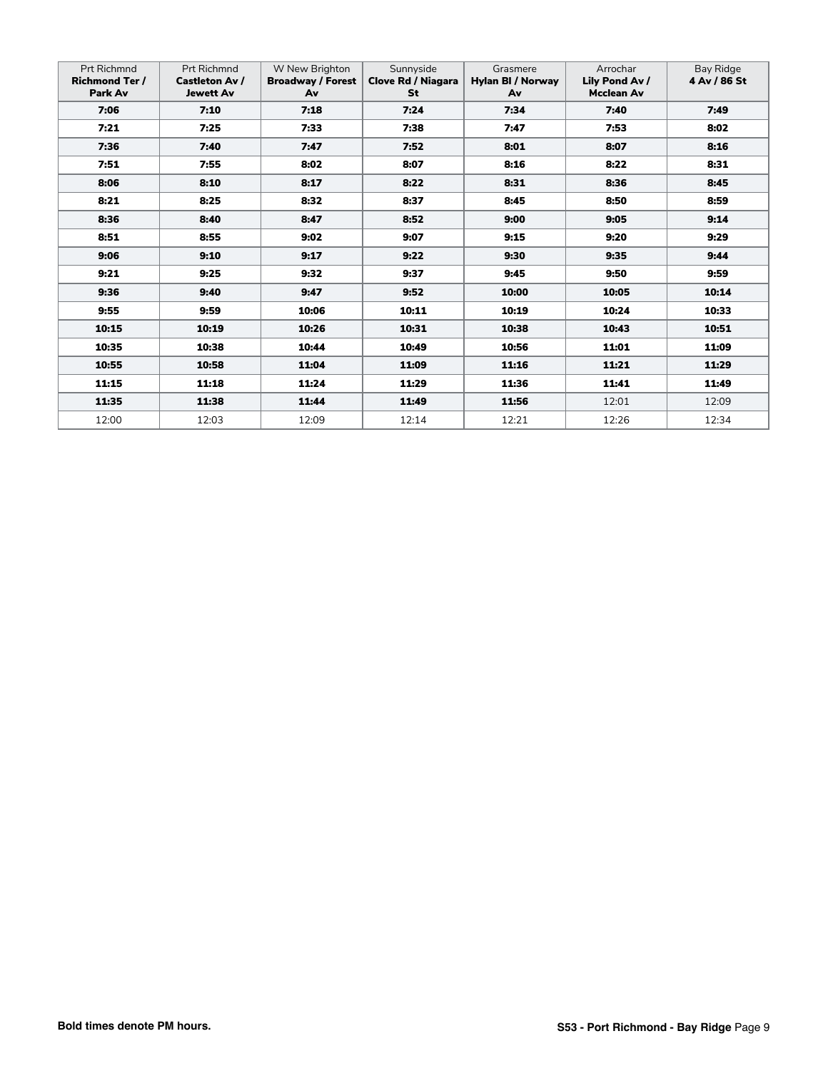| Prt Richmnd **Richmond Ter / Park Av** | Prt Richmnd **Castleton Av / Jewett Av** | W New Brighton **Broadway / Forest Av** | Sunnyside **Clove Rd / Niagara St** | Grasmere **Hylan Bl / Norway Av** | Arrochar **Lily Pond Av / Mcclean Av** | Bay Ridge **4 Av / 86 St** |
|---|---|---|---|---|---|---|
| **7:06** | **7:10** | **7:18** | **7:24** | **7:34** | **7:40** | **7:49** |
| **7:21** | **7:25** | **7:33** | **7:38** | **7:47** | **7:53** | **8:02** |
| **7:36** | **7:40** | **7:47** | **7:52** | **8:01** | **8:07** | **8:16** |
| **7:51** | **7:55** | **8:02** | **8:07** | **8:16** | **8:22** | **8:31** |
| **8:06** | **8:10** | **8:17** | **8:22** | **8:31** | **8:36** | **8:45** |
| **8:21** | **8:25** | **8:32** | **8:37** | **8:45** | **8:50** | **8:59** |
| **8:36** | **8:40** | **8:47** | **8:52** | **9:00** | **9:05** | **9:14** |
| **8:51** | **8:55** | **9:02** | **9:07** | **9:15** | **9:20** | **9:29** |
| **9:06** | **9:10** | **9:17** | **9:22** | **9:30** | **9:35** | **9:44** |
| **9:21** | **9:25** | **9:32** | **9:37** | **9:45** | **9:50** | **9:59** |
| **9:36** | **9:40** | **9:47** | **9:52** | **10:00** | **10:05** | **10:14** |
| **9:55** | **9:59** | **10:06** | **10:11** | **10:19** | **10:24** | **10:33** |
| **10:15** | **10:19** | **10:26** | **10:31** | **10:38** | **10:43** | **10:51** |
| **10:35** | **10:38** | **10:44** | **10:49** | **10:56** | **11:01** | **11:09** |
| **10:55** | **10:58** | **11:04** | **11:09** | **11:16** | **11:21** | **11:29** |
| **11:15** | **11:18** | **11:24** | **11:29** | **11:36** | **11:41** | **11:49** |
| **11:35** | **11:38** | **11:44** | **11:49** | **11:56** | 12:01 | 12:09 |
| 12:00 | 12:03 | 12:09 | 12:14 | 12:21 | 12:26 | 12:34 |

**Bold times denote PM hours.**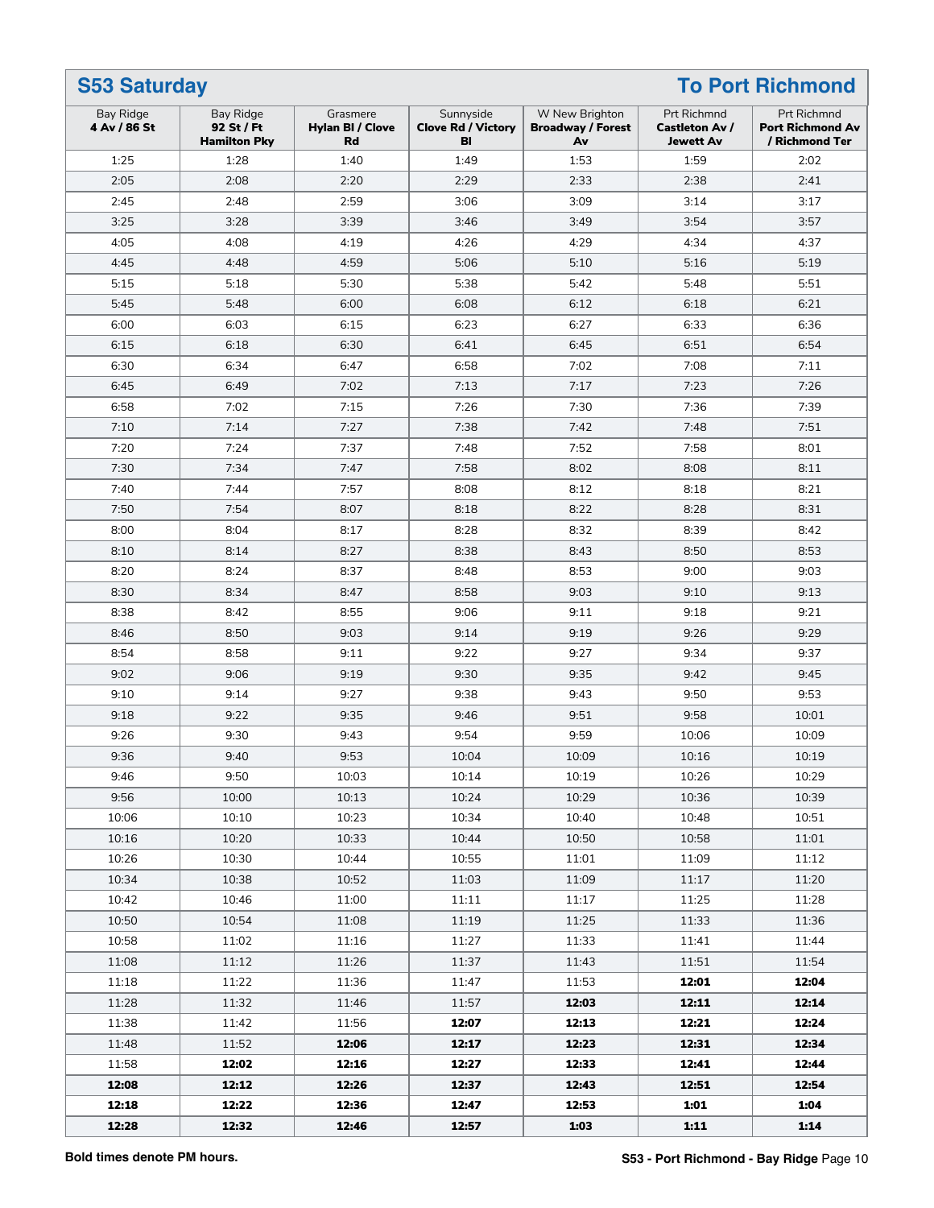## S53 Saturday — To Port Richmond

| Bay Ridge **4 Av / 86 St** | Bay Ridge **92 St / Ft Hamilton Pky** | Grasmere **Hylan Bl / Clove Rd** | Sunnyside **Clove Rd / Victory Bl** | W New Brighton **Broadway / Forest Av** | Prt Richmnd **Castleton Av / Jewett Av** | Prt Richmnd **Port Richmond Av / Richmond Ter** |
|---|---|---|---|---|---|---|
| 1:25 | 1:28 | 1:40 | 1:49 | 1:53 | 1:59 | 2:02 |
| 2:05 | 2:08 | 2:20 | 2:29 | 2:33 | 2:38 | 2:41 |
| 2:45 | 2:48 | 2:59 | 3:06 | 3:09 | 3:14 | 3:17 |
| 3:25 | 3:28 | 3:39 | 3:46 | 3:49 | 3:54 | 3:57 |
| 4:05 | 4:08 | 4:19 | 4:26 | 4:29 | 4:34 | 4:37 |
| 4:45 | 4:48 | 4:59 | 5:06 | 5:10 | 5:16 | 5:19 |
| 5:15 | 5:18 | 5:30 | 5:38 | 5:42 | 5:48 | 5:51 |
| 5:45 | 5:48 | 6:00 | 6:08 | 6:12 | 6:18 | 6:21 |
| 6:00 | 6:03 | 6:15 | 6:23 | 6:27 | 6:33 | 6:36 |
| 6:15 | 6:18 | 6:30 | 6:41 | 6:45 | 6:51 | 6:54 |
| 6:30 | 6:34 | 6:47 | 6:58 | 7:02 | 7:08 | 7:11 |
| 6:45 | 6:49 | 7:02 | 7:13 | 7:17 | 7:23 | 7:26 |
| 6:58 | 7:02 | 7:15 | 7:26 | 7:30 | 7:36 | 7:39 |
| 7:10 | 7:14 | 7:27 | 7:38 | 7:42 | 7:48 | 7:51 |
| 7:20 | 7:24 | 7:37 | 7:48 | 7:52 | 7:58 | 8:01 |
| 7:30 | 7:34 | 7:47 | 7:58 | 8:02 | 8:08 | 8:11 |
| 7:40 | 7:44 | 7:57 | 8:08 | 8:12 | 8:18 | 8:21 |
| 7:50 | 7:54 | 8:07 | 8:18 | 8:22 | 8:28 | 8:31 |
| 8:00 | 8:04 | 8:17 | 8:28 | 8:32 | 8:39 | 8:42 |
| 8:10 | 8:14 | 8:27 | 8:38 | 8:43 | 8:50 | 8:53 |
| 8:20 | 8:24 | 8:37 | 8:48 | 8:53 | 9:00 | 9:03 |
| 8:30 | 8:34 | 8:47 | 8:58 | 9:03 | 9:10 | 9:13 |
| 8:38 | 8:42 | 8:55 | 9:06 | 9:11 | 9:18 | 9:21 |
| 8:46 | 8:50 | 9:03 | 9:14 | 9:19 | 9:26 | 9:29 |
| 8:54 | 8:58 | 9:11 | 9:22 | 9:27 | 9:34 | 9:37 |
| 9:02 | 9:06 | 9:19 | 9:30 | 9:35 | 9:42 | 9:45 |
| 9:10 | 9:14 | 9:27 | 9:38 | 9:43 | 9:50 | 9:53 |
| 9:18 | 9:22 | 9:35 | 9:46 | 9:51 | 9:58 | 10:01 |
| 9:26 | 9:30 | 9:43 | 9:54 | 9:59 | 10:06 | 10:09 |
| 9:36 | 9:40 | 9:53 | 10:04 | 10:09 | 10:16 | 10:19 |
| 9:46 | 9:50 | 10:03 | 10:14 | 10:19 | 10:26 | 10:29 |
| 9:56 | 10:00 | 10:13 | 10:24 | 10:29 | 10:36 | 10:39 |
| 10:06 | 10:10 | 10:23 | 10:34 | 10:40 | 10:48 | 10:51 |
| 10:16 | 10:20 | 10:33 | 10:44 | 10:50 | 10:58 | 11:01 |
| 10:26 | 10:30 | 10:44 | 10:55 | 11:01 | 11:09 | 11:12 |
| 10:34 | 10:38 | 10:52 | 11:03 | 11:09 | 11:17 | 11:20 |
| 10:42 | 10:46 | 11:00 | 11:11 | 11:17 | 11:25 | 11:28 |
| 10:50 | 10:54 | 11:08 | 11:19 | 11:25 | 11:33 | 11:36 |
| 10:58 | 11:02 | 11:16 | 11:27 | 11:33 | 11:41 | 11:44 |
| 11:08 | 11:12 | 11:26 | 11:37 | 11:43 | 11:51 | 11:54 |
| 11:18 | 11:22 | 11:36 | 11:47 | 11:53 | **12:01** | **12:04** |
| 11:28 | 11:32 | 11:46 | 11:57 | **12:03** | **12:11** | **12:14** |
| 11:38 | 11:42 | 11:56 | **12:07** | **12:13** | **12:21** | **12:24** |
| 11:48 | 11:52 | **12:06** | **12:17** | **12:23** | **12:31** | **12:34** |
| 11:58 | **12:02** | **12:16** | **12:27** | **12:33** | **12:41** | **12:44** |
| **12:08** | **12:12** | **12:26** | **12:37** | **12:43** | **12:51** | **12:54** |
| **12:18** | **12:22** | **12:36** | **12:47** | **12:53** | **1:01** | **1:04** |
| **12:28** | **12:32** | **12:46** | **12:57** | **1:03** | **1:11** | **1:14** |

**Bold times denote PM hours.**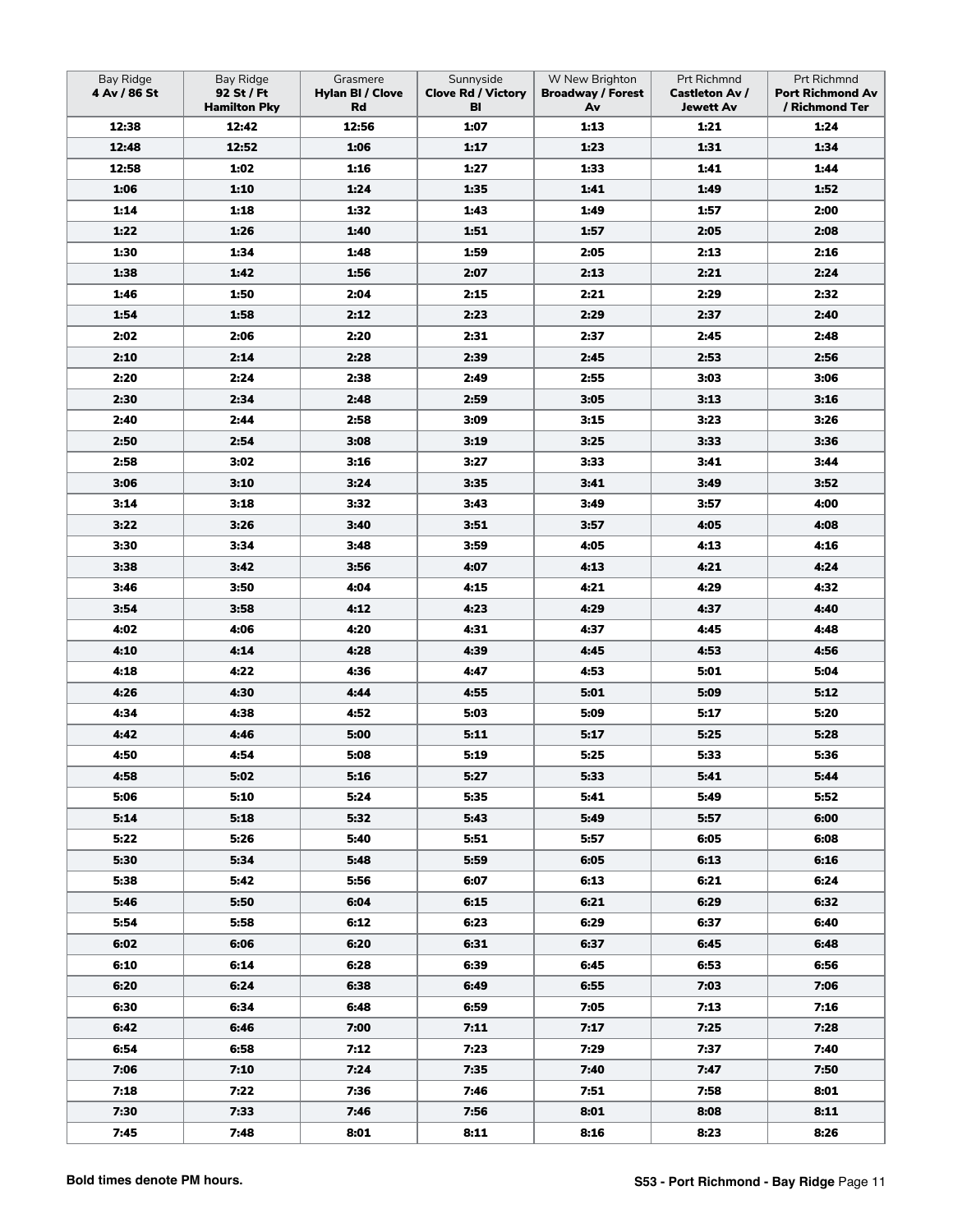| Bay Ridge **4 Av / 86 St** | Bay Ridge **92 St / Ft Hamilton Pky** | Grasmere **Hylan Bl / Clove Rd** | Sunnyside **Clove Rd / Victory Bl** | W New Brighton **Broadway / Forest Av** | Prt Richmnd **Castleton Av / Jewett Av** | Prt Richmnd **Port Richmond Av / Richmond Ter** |
|---|---|---|---|---|---|---|
| **12:38** | **12:42** | **12:56** | **1:07** | **1:13** | **1:21** | **1:24** |
| **12:48** | **12:52** | **1:06** | **1:17** | **1:23** | **1:31** | **1:34** |
| **12:58** | **1:02** | **1:16** | **1:27** | **1:33** | **1:41** | **1:44** |
| **1:06** | **1:10** | **1:24** | **1:35** | **1:41** | **1:49** | **1:52** |
| **1:14** | **1:18** | **1:32** | **1:43** | **1:49** | **1:57** | **2:00** |
| **1:22** | **1:26** | **1:40** | **1:51** | **1:57** | **2:05** | **2:08** |
| **1:30** | **1:34** | **1:48** | **1:59** | **2:05** | **2:13** | **2:16** |
| **1:38** | **1:42** | **1:56** | **2:07** | **2:13** | **2:21** | **2:24** |
| **1:46** | **1:50** | **2:04** | **2:15** | **2:21** | **2:29** | **2:32** |
| **1:54** | **1:58** | **2:12** | **2:23** | **2:29** | **2:37** | **2:40** |
| **2:02** | **2:06** | **2:20** | **2:31** | **2:37** | **2:45** | **2:48** |
| **2:10** | **2:14** | **2:28** | **2:39** | **2:45** | **2:53** | **2:56** |
| **2:20** | **2:24** | **2:38** | **2:49** | **2:55** | **3:03** | **3:06** |
| **2:30** | **2:34** | **2:48** | **2:59** | **3:05** | **3:13** | **3:16** |
| **2:40** | **2:44** | **2:58** | **3:09** | **3:15** | **3:23** | **3:26** |
| **2:50** | **2:54** | **3:08** | **3:19** | **3:25** | **3:33** | **3:36** |
| **2:58** | **3:02** | **3:16** | **3:27** | **3:33** | **3:41** | **3:44** |
| **3:06** | **3:10** | **3:24** | **3:35** | **3:41** | **3:49** | **3:52** |
| **3:14** | **3:18** | **3:32** | **3:43** | **3:49** | **3:57** | **4:00** |
| **3:22** | **3:26** | **3:40** | **3:51** | **3:57** | **4:05** | **4:08** |
| **3:30** | **3:34** | **3:48** | **3:59** | **4:05** | **4:13** | **4:16** |
| **3:38** | **3:42** | **3:56** | **4:07** | **4:13** | **4:21** | **4:24** |
| **3:46** | **3:50** | **4:04** | **4:15** | **4:21** | **4:29** | **4:32** |
| **3:54** | **3:58** | **4:12** | **4:23** | **4:29** | **4:37** | **4:40** |
| **4:02** | **4:06** | **4:20** | **4:31** | **4:37** | **4:45** | **4:48** |
| **4:10** | **4:14** | **4:28** | **4:39** | **4:45** | **4:53** | **4:56** |
| **4:18** | **4:22** | **4:36** | **4:47** | **4:53** | **5:01** | **5:04** |
| **4:26** | **4:30** | **4:44** | **4:55** | **5:01** | **5:09** | **5:12** |
| **4:34** | **4:38** | **4:52** | **5:03** | **5:09** | **5:17** | **5:20** |
| **4:42** | **4:46** | **5:00** | **5:11** | **5:17** | **5:25** | **5:28** |
| **4:50** | **4:54** | **5:08** | **5:19** | **5:25** | **5:33** | **5:36** |
| **4:58** | **5:02** | **5:16** | **5:27** | **5:33** | **5:41** | **5:44** |
| **5:06** | **5:10** | **5:24** | **5:35** | **5:41** | **5:49** | **5:52** |
| **5:14** | **5:18** | **5:32** | **5:43** | **5:49** | **5:57** | **6:00** |
| **5:22** | **5:26** | **5:40** | **5:51** | **5:57** | **6:05** | **6:08** |
| **5:30** | **5:34** | **5:48** | **5:59** | **6:05** | **6:13** | **6:16** |
| **5:38** | **5:42** | **5:56** | **6:07** | **6:13** | **6:21** | **6:24** |
| **5:46** | **5:50** | **6:04** | **6:15** | **6:21** | **6:29** | **6:32** |
| **5:54** | **5:58** | **6:12** | **6:23** | **6:29** | **6:37** | **6:40** |
| **6:02** | **6:06** | **6:20** | **6:31** | **6:37** | **6:45** | **6:48** |
| **6:10** | **6:14** | **6:28** | **6:39** | **6:45** | **6:53** | **6:56** |
| **6:20** | **6:24** | **6:38** | **6:49** | **6:55** | **7:03** | **7:06** |
| **6:30** | **6:34** | **6:48** | **6:59** | **7:05** | **7:13** | **7:16** |
| **6:42** | **6:46** | **7:00** | **7:11** | **7:17** | **7:25** | **7:28** |
| **6:54** | **6:58** | **7:12** | **7:23** | **7:29** | **7:37** | **7:40** |
| **7:06** | **7:10** | **7:24** | **7:35** | **7:40** | **7:47** | **7:50** |
| **7:18** | **7:22** | **7:36** | **7:46** | **7:51** | **7:58** | **8:01** |
| **7:30** | **7:33** | **7:46** | **7:56** | **8:01** | **8:08** | **8:11** |
| **7:45** | **7:48** | **8:01** | **8:11** | **8:16** | **8:23** | **8:26** |

**Bold times denote PM hours.**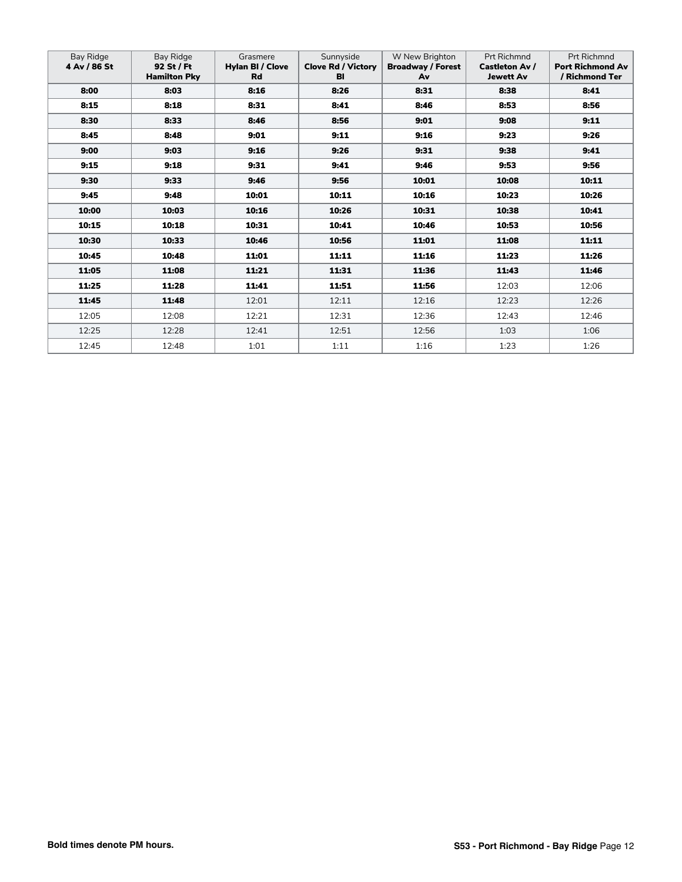| Bay Ridge **4 Av / 86 St** | Bay Ridge **92 St / Ft Hamilton Pky** | Grasmere **Hylan Bl / Clove Rd** | Sunnyside **Clove Rd / Victory Bl** | W New Brighton **Broadway / Forest Av** | Prt Richmnd **Castleton Av / Jewett Av** | Prt Richmnd **Port Richmond Av / Richmond Ter** |
|---|---|---|---|---|---|---|
| **8:00** | **8:03** | **8:16** | **8:26** | **8:31** | **8:38** | **8:41** |
| **8:15** | **8:18** | **8:31** | **8:41** | **8:46** | **8:53** | **8:56** |
| **8:30** | **8:33** | **8:46** | **8:56** | **9:01** | **9:08** | **9:11** |
| **8:45** | **8:48** | **9:01** | **9:11** | **9:16** | **9:23** | **9:26** |
| **9:00** | **9:03** | **9:16** | **9:26** | **9:31** | **9:38** | **9:41** |
| **9:15** | **9:18** | **9:31** | **9:41** | **9:46** | **9:53** | **9:56** |
| **9:30** | **9:33** | **9:46** | **9:56** | **10:01** | **10:08** | **10:11** |
| **9:45** | **9:48** | **10:01** | **10:11** | **10:16** | **10:23** | **10:26** |
| **10:00** | **10:03** | **10:16** | **10:26** | **10:31** | **10:38** | **10:41** |
| **10:15** | **10:18** | **10:31** | **10:41** | **10:46** | **10:53** | **10:56** |
| **10:30** | **10:33** | **10:46** | **10:56** | **11:01** | **11:08** | **11:11** |
| **10:45** | **10:48** | **11:01** | **11:11** | **11:16** | **11:23** | **11:26** |
| **11:05** | **11:08** | **11:21** | **11:31** | **11:36** | **11:43** | **11:46** |
| **11:25** | **11:28** | **11:41** | **11:51** | **11:56** | 12:03 | 12:06 |
| **11:45** | **11:48** | 12:01 | 12:11 | 12:16 | 12:23 | 12:26 |
| 12:05 | 12:08 | 12:21 | 12:31 | 12:36 | 12:43 | 12:46 |
| 12:25 | 12:28 | 12:41 | 12:51 | 12:56 | 1:03 | 1:06 |
| 12:45 | 12:48 | 1:01 | 1:11 | 1:16 | 1:23 | 1:26 |

**Bold times denote PM hours.**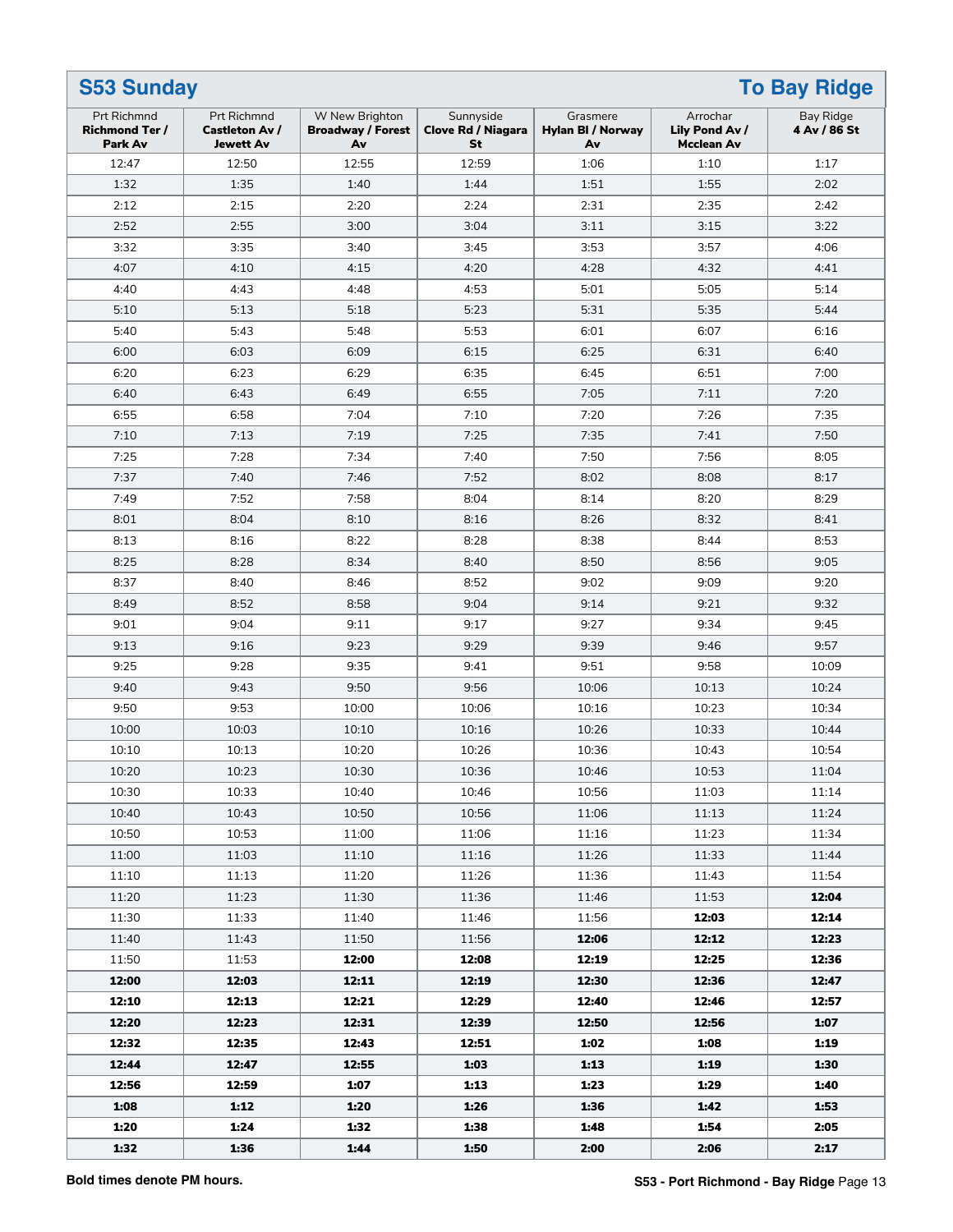## S53 Sunday — To Bay Ridge

| Prt Richmnd **Richmond Ter / Park Av** | Prt Richmnd **Castleton Av / Jewett Av** | W New Brighton **Broadway / Forest Av** | Sunnyside **Clove Rd / Niagara St** | Grasmere **Hylan Bl / Norway Av** | Arrochar **Lily Pond Av / Mcclean Av** | Bay Ridge **4 Av / 86 St** |
|---|---|---|---|---|---|---|
| 12:47 | 12:50 | 12:55 | 12:59 | 1:06 | 1:10 | 1:17 |
| 1:32 | 1:35 | 1:40 | 1:44 | 1:51 | 1:55 | 2:02 |
| 2:12 | 2:15 | 2:20 | 2:24 | 2:31 | 2:35 | 2:42 |
| 2:52 | 2:55 | 3:00 | 3:04 | 3:11 | 3:15 | 3:22 |
| 3:32 | 3:35 | 3:40 | 3:45 | 3:53 | 3:57 | 4:06 |
| 4:07 | 4:10 | 4:15 | 4:20 | 4:28 | 4:32 | 4:41 |
| 4:40 | 4:43 | 4:48 | 4:53 | 5:01 | 5:05 | 5:14 |
| 5:10 | 5:13 | 5:18 | 5:23 | 5:31 | 5:35 | 5:44 |
| 5:40 | 5:43 | 5:48 | 5:53 | 6:01 | 6:07 | 6:16 |
| 6:00 | 6:03 | 6:09 | 6:15 | 6:25 | 6:31 | 6:40 |
| 6:20 | 6:23 | 6:29 | 6:35 | 6:45 | 6:51 | 7:00 |
| 6:40 | 6:43 | 6:49 | 6:55 | 7:05 | 7:11 | 7:20 |
| 6:55 | 6:58 | 7:04 | 7:10 | 7:20 | 7:26 | 7:35 |
| 7:10 | 7:13 | 7:19 | 7:25 | 7:35 | 7:41 | 7:50 |
| 7:25 | 7:28 | 7:34 | 7:40 | 7:50 | 7:56 | 8:05 |
| 7:37 | 7:40 | 7:46 | 7:52 | 8:02 | 8:08 | 8:17 |
| 7:49 | 7:52 | 7:58 | 8:04 | 8:14 | 8:20 | 8:29 |
| 8:01 | 8:04 | 8:10 | 8:16 | 8:26 | 8:32 | 8:41 |
| 8:13 | 8:16 | 8:22 | 8:28 | 8:38 | 8:44 | 8:53 |
| 8:25 | 8:28 | 8:34 | 8:40 | 8:50 | 8:56 | 9:05 |
| 8:37 | 8:40 | 8:46 | 8:52 | 9:02 | 9:09 | 9:20 |
| 8:49 | 8:52 | 8:58 | 9:04 | 9:14 | 9:21 | 9:32 |
| 9:01 | 9:04 | 9:11 | 9:17 | 9:27 | 9:34 | 9:45 |
| 9:13 | 9:16 | 9:23 | 9:29 | 9:39 | 9:46 | 9:57 |
| 9:25 | 9:28 | 9:35 | 9:41 | 9:51 | 9:58 | 10:09 |
| 9:40 | 9:43 | 9:50 | 9:56 | 10:06 | 10:13 | 10:24 |
| 9:50 | 9:53 | 10:00 | 10:06 | 10:16 | 10:23 | 10:34 |
| 10:00 | 10:03 | 10:10 | 10:16 | 10:26 | 10:33 | 10:44 |
| 10:10 | 10:13 | 10:20 | 10:26 | 10:36 | 10:43 | 10:54 |
| 10:20 | 10:23 | 10:30 | 10:36 | 10:46 | 10:53 | 11:04 |
| 10:30 | 10:33 | 10:40 | 10:46 | 10:56 | 11:03 | 11:14 |
| 10:40 | 10:43 | 10:50 | 10:56 | 11:06 | 11:13 | 11:24 |
| 10:50 | 10:53 | 11:00 | 11:06 | 11:16 | 11:23 | 11:34 |
| 11:00 | 11:03 | 11:10 | 11:16 | 11:26 | 11:33 | 11:44 |
| 11:10 | 11:13 | 11:20 | 11:26 | 11:36 | 11:43 | 11:54 |
| 11:20 | 11:23 | 11:30 | 11:36 | 11:46 | 11:53 | **12:04** |
| 11:30 | 11:33 | 11:40 | 11:46 | 11:56 | **12:03** | **12:14** |
| 11:40 | 11:43 | 11:50 | 11:56 | **12:06** | **12:12** | **12:23** |
| 11:50 | 11:53 | **12:00** | **12:08** | **12:19** | **12:25** | **12:36** |
| **12:00** | **12:03** | **12:11** | **12:19** | **12:30** | **12:36** | **12:47** |
| **12:10** | **12:13** | **12:21** | **12:29** | **12:40** | **12:46** | **12:57** |
| **12:20** | **12:23** | **12:31** | **12:39** | **12:50** | **12:56** | **1:07** |
| **12:32** | **12:35** | **12:43** | **12:51** | **1:02** | **1:08** | **1:19** |
| **12:44** | **12:47** | **12:55** | **1:03** | **1:13** | **1:19** | **1:30** |
| **12:56** | **12:59** | **1:07** | **1:13** | **1:23** | **1:29** | **1:40** |
| **1:08** | **1:12** | **1:20** | **1:26** | **1:36** | **1:42** | **1:53** |
| **1:20** | **1:24** | **1:32** | **1:38** | **1:48** | **1:54** | **2:05** |
| **1:32** | **1:36** | **1:44** | **1:50** | **2:00** | **2:06** | **2:17** |

**Bold times denote PM hours.**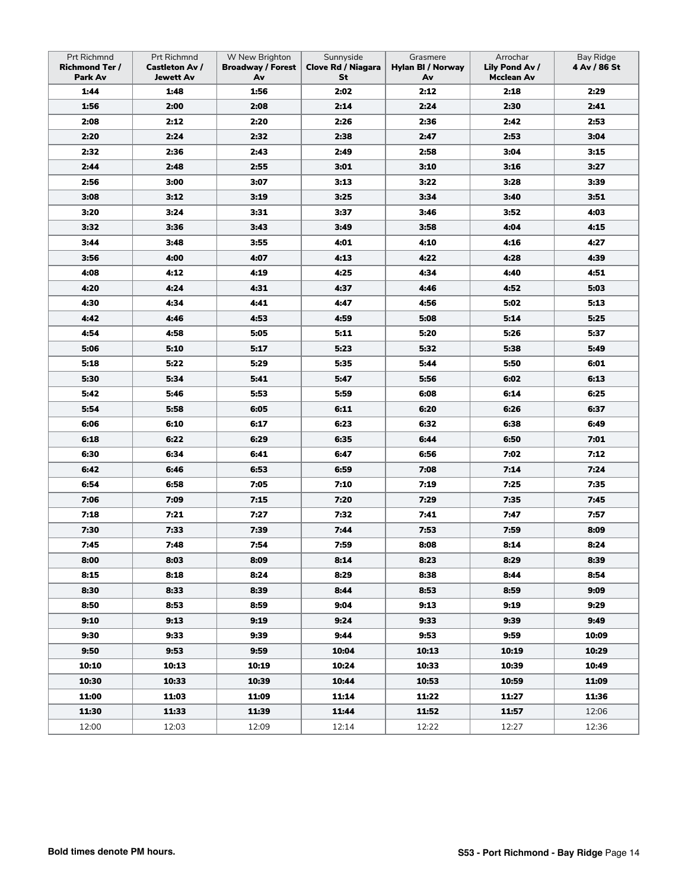| Prt Richmnd **Richmond Ter / Park Av** | Prt Richmnd **Castleton Av / Jewett Av** | W New Brighton **Broadway / Forest Av** | Sunnyside **Clove Rd / Niagara St** | Grasmere **Hylan Bl / Norway Av** | Arrochar **Lily Pond Av / Mcclean Av** | Bay Ridge **4 Av / 86 St** |
|---|---|---|---|---|---|---|
| **1:44** | **1:48** | **1:56** | **2:02** | **2:12** | **2:18** | **2:29** |
| **1:56** | **2:00** | **2:08** | **2:14** | **2:24** | **2:30** | **2:41** |
| **2:08** | **2:12** | **2:20** | **2:26** | **2:36** | **2:42** | **2:53** |
| **2:20** | **2:24** | **2:32** | **2:38** | **2:47** | **2:53** | **3:04** |
| **2:32** | **2:36** | **2:43** | **2:49** | **2:58** | **3:04** | **3:15** |
| **2:44** | **2:48** | **2:55** | **3:01** | **3:10** | **3:16** | **3:27** |
| **2:56** | **3:00** | **3:07** | **3:13** | **3:22** | **3:28** | **3:39** |
| **3:08** | **3:12** | **3:19** | **3:25** | **3:34** | **3:40** | **3:51** |
| **3:20** | **3:24** | **3:31** | **3:37** | **3:46** | **3:52** | **4:03** |
| **3:32** | **3:36** | **3:43** | **3:49** | **3:58** | **4:04** | **4:15** |
| **3:44** | **3:48** | **3:55** | **4:01** | **4:10** | **4:16** | **4:27** |
| **3:56** | **4:00** | **4:07** | **4:13** | **4:22** | **4:28** | **4:39** |
| **4:08** | **4:12** | **4:19** | **4:25** | **4:34** | **4:40** | **4:51** |
| **4:20** | **4:24** | **4:31** | **4:37** | **4:46** | **4:52** | **5:03** |
| **4:30** | **4:34** | **4:41** | **4:47** | **4:56** | **5:02** | **5:13** |
| **4:42** | **4:46** | **4:53** | **4:59** | **5:08** | **5:14** | **5:25** |
| **4:54** | **4:58** | **5:05** | **5:11** | **5:20** | **5:26** | **5:37** |
| **5:06** | **5:10** | **5:17** | **5:23** | **5:32** | **5:38** | **5:49** |
| **5:18** | **5:22** | **5:29** | **5:35** | **5:44** | **5:50** | **6:01** |
| **5:30** | **5:34** | **5:41** | **5:47** | **5:56** | **6:02** | **6:13** |
| **5:42** | **5:46** | **5:53** | **5:59** | **6:08** | **6:14** | **6:25** |
| **5:54** | **5:58** | **6:05** | **6:11** | **6:20** | **6:26** | **6:37** |
| **6:06** | **6:10** | **6:17** | **6:23** | **6:32** | **6:38** | **6:49** |
| **6:18** | **6:22** | **6:29** | **6:35** | **6:44** | **6:50** | **7:01** |
| **6:30** | **6:34** | **6:41** | **6:47** | **6:56** | **7:02** | **7:12** |
| **6:42** | **6:46** | **6:53** | **6:59** | **7:08** | **7:14** | **7:24** |
| **6:54** | **6:58** | **7:05** | **7:10** | **7:19** | **7:25** | **7:35** |
| **7:06** | **7:09** | **7:15** | **7:20** | **7:29** | **7:35** | **7:45** |
| **7:18** | **7:21** | **7:27** | **7:32** | **7:41** | **7:47** | **7:57** |
| **7:30** | **7:33** | **7:39** | **7:44** | **7:53** | **7:59** | **8:09** |
| **7:45** | **7:48** | **7:54** | **7:59** | **8:08** | **8:14** | **8:24** |
| **8:00** | **8:03** | **8:09** | **8:14** | **8:23** | **8:29** | **8:39** |
| **8:15** | **8:18** | **8:24** | **8:29** | **8:38** | **8:44** | **8:54** |
| **8:30** | **8:33** | **8:39** | **8:44** | **8:53** | **8:59** | **9:09** |
| **8:50** | **8:53** | **8:59** | **9:04** | **9:13** | **9:19** | **9:29** |
| **9:10** | **9:13** | **9:19** | **9:24** | **9:33** | **9:39** | **9:49** |
| **9:30** | **9:33** | **9:39** | **9:44** | **9:53** | **9:59** | **10:09** |
| **9:50** | **9:53** | **9:59** | **10:04** | **10:13** | **10:19** | **10:29** |
| **10:10** | **10:13** | **10:19** | **10:24** | **10:33** | **10:39** | **10:49** |
| **10:30** | **10:33** | **10:39** | **10:44** | **10:53** | **10:59** | **11:09** |
| **11:00** | **11:03** | **11:09** | **11:14** | **11:22** | **11:27** | **11:36** |
| **11:30** | **11:33** | **11:39** | **11:44** | **11:52** | **11:57** | 12:06 |
| 12:00 | 12:03 | 12:09 | 12:14 | 12:22 | 12:27 | 12:36 |

**Bold times denote PM hours.**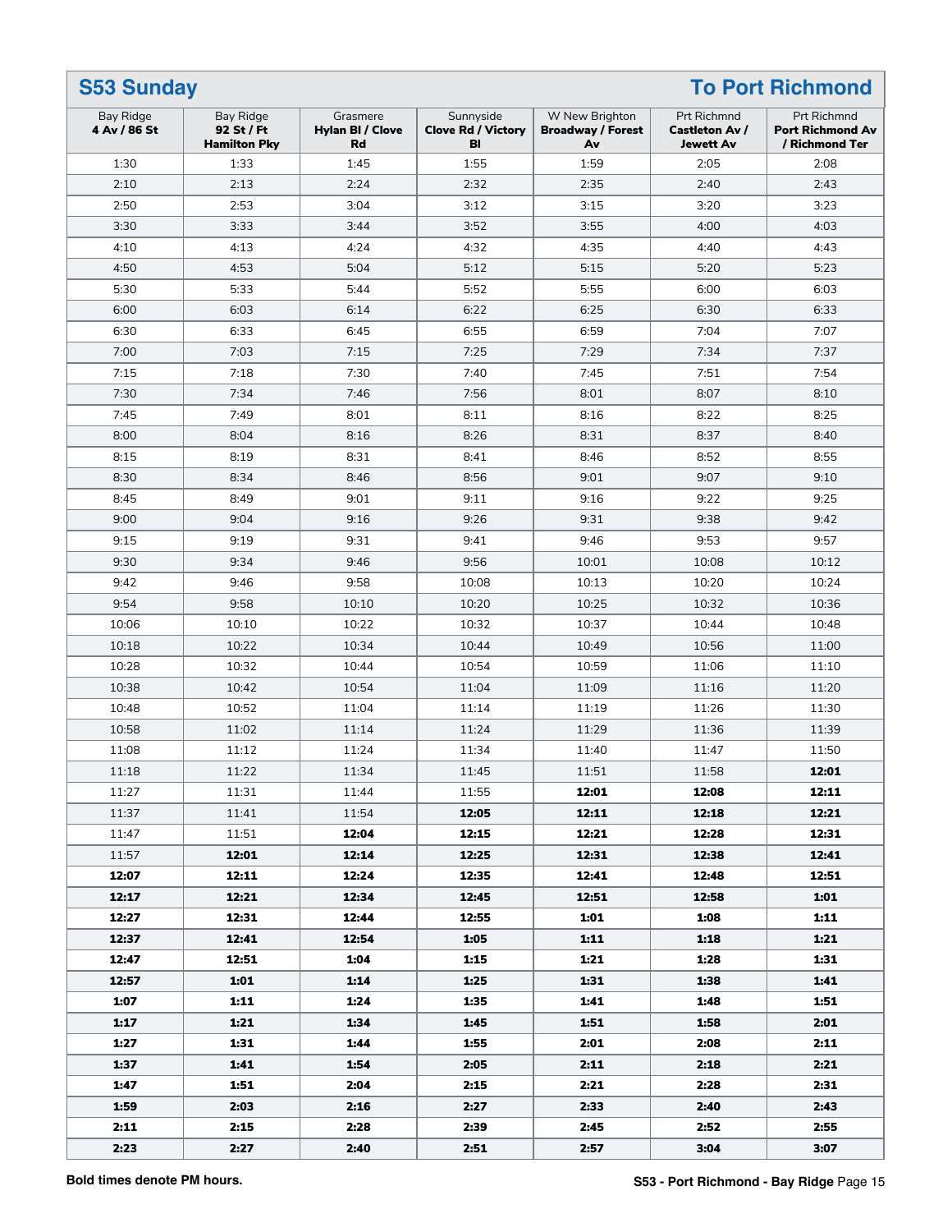## S53 Sunday — To Port Richmond

| Bay Ridge **4 Av / 86 St** | Bay Ridge **92 St / Ft Hamilton Pky** | Grasmere **Hylan Bl / Clove Rd** | Sunnyside **Clove Rd / Victory Bl** | W New Brighton **Broadway / Forest Av** | Prt Richmnd **Castleton Av / Jewett Av** | Prt Richmnd **Port Richmond Av / Richmond Ter** |
|---|---|---|---|---|---|---|
| 1:30 | 1:33 | 1:45 | 1:55 | 1:59 | 2:05 | 2:08 |
| 2:10 | 2:13 | 2:24 | 2:32 | 2:35 | 2:40 | 2:43 |
| 2:50 | 2:53 | 3:04 | 3:12 | 3:15 | 3:20 | 3:23 |
| 3:30 | 3:33 | 3:44 | 3:52 | 3:55 | 4:00 | 4:03 |
| 4:10 | 4:13 | 4:24 | 4:32 | 4:35 | 4:40 | 4:43 |
| 4:50 | 4:53 | 5:04 | 5:12 | 5:15 | 5:20 | 5:23 |
| 5:30 | 5:33 | 5:44 | 5:52 | 5:55 | 6:00 | 6:03 |
| 6:00 | 6:03 | 6:14 | 6:22 | 6:25 | 6:30 | 6:33 |
| 6:30 | 6:33 | 6:45 | 6:55 | 6:59 | 7:04 | 7:07 |
| 7:00 | 7:03 | 7:15 | 7:25 | 7:29 | 7:34 | 7:37 |
| 7:15 | 7:18 | 7:30 | 7:40 | 7:45 | 7:51 | 7:54 |
| 7:30 | 7:34 | 7:46 | 7:56 | 8:01 | 8:07 | 8:10 |
| 7:45 | 7:49 | 8:01 | 8:11 | 8:16 | 8:22 | 8:25 |
| 8:00 | 8:04 | 8:16 | 8:26 | 8:31 | 8:37 | 8:40 |
| 8:15 | 8:19 | 8:31 | 8:41 | 8:46 | 8:52 | 8:55 |
| 8:30 | 8:34 | 8:46 | 8:56 | 9:01 | 9:07 | 9:10 |
| 8:45 | 8:49 | 9:01 | 9:11 | 9:16 | 9:22 | 9:25 |
| 9:00 | 9:04 | 9:16 | 9:26 | 9:31 | 9:38 | 9:42 |
| 9:15 | 9:19 | 9:31 | 9:41 | 9:46 | 9:53 | 9:57 |
| 9:30 | 9:34 | 9:46 | 9:56 | 10:01 | 10:08 | 10:12 |
| 9:42 | 9:46 | 9:58 | 10:08 | 10:13 | 10:20 | 10:24 |
| 9:54 | 9:58 | 10:10 | 10:20 | 10:25 | 10:32 | 10:36 |
| 10:06 | 10:10 | 10:22 | 10:32 | 10:37 | 10:44 | 10:48 |
| 10:18 | 10:22 | 10:34 | 10:44 | 10:49 | 10:56 | 11:00 |
| 10:28 | 10:32 | 10:44 | 10:54 | 10:59 | 11:06 | 11:10 |
| 10:38 | 10:42 | 10:54 | 11:04 | 11:09 | 11:16 | 11:20 |
| 10:48 | 10:52 | 11:04 | 11:14 | 11:19 | 11:26 | 11:30 |
| 10:58 | 11:02 | 11:14 | 11:24 | 11:29 | 11:36 | 11:39 |
| 11:08 | 11:12 | 11:24 | 11:34 | 11:40 | 11:47 | 11:50 |
| 11:18 | 11:22 | 11:34 | 11:45 | 11:51 | 11:58 | **12:01** |
| 11:27 | 11:31 | 11:44 | 11:55 | **12:01** | **12:08** | **12:11** |
| 11:37 | 11:41 | 11:54 | **12:05** | **12:11** | **12:18** | **12:21** |
| 11:47 | 11:51 | **12:04** | **12:15** | **12:21** | **12:28** | **12:31** |
| 11:57 | **12:01** | **12:14** | **12:25** | **12:31** | **12:38** | **12:41** |
| **12:07** | **12:11** | **12:24** | **12:35** | **12:41** | **12:48** | **12:51** |
| **12:17** | **12:21** | **12:34** | **12:45** | **12:51** | **12:58** | **1:01** |
| **12:27** | **12:31** | **12:44** | **12:55** | **1:01** | **1:08** | **1:11** |
| **12:37** | **12:41** | **12:54** | **1:05** | **1:11** | **1:18** | **1:21** |
| **12:47** | **12:51** | **1:04** | **1:15** | **1:21** | **1:28** | **1:31** |
| **12:57** | **1:01** | **1:14** | **1:25** | **1:31** | **1:38** | **1:41** |
| **1:07** | **1:11** | **1:24** | **1:35** | **1:41** | **1:48** | **1:51** |
| **1:17** | **1:21** | **1:34** | **1:45** | **1:51** | **1:58** | **2:01** |
| **1:27** | **1:31** | **1:44** | **1:55** | **2:01** | **2:08** | **2:11** |
| **1:37** | **1:41** | **1:54** | **2:05** | **2:11** | **2:18** | **2:21** |
| **1:47** | **1:51** | **2:04** | **2:15** | **2:21** | **2:28** | **2:31** |
| **1:59** | **2:03** | **2:16** | **2:27** | **2:33** | **2:40** | **2:43** |
| **2:11** | **2:15** | **2:28** | **2:39** | **2:45** | **2:52** | **2:55** |
| **2:23** | **2:27** | **2:40** | **2:51** | **2:57** | **3:04** | **3:07** |

**Bold times denote PM hours.**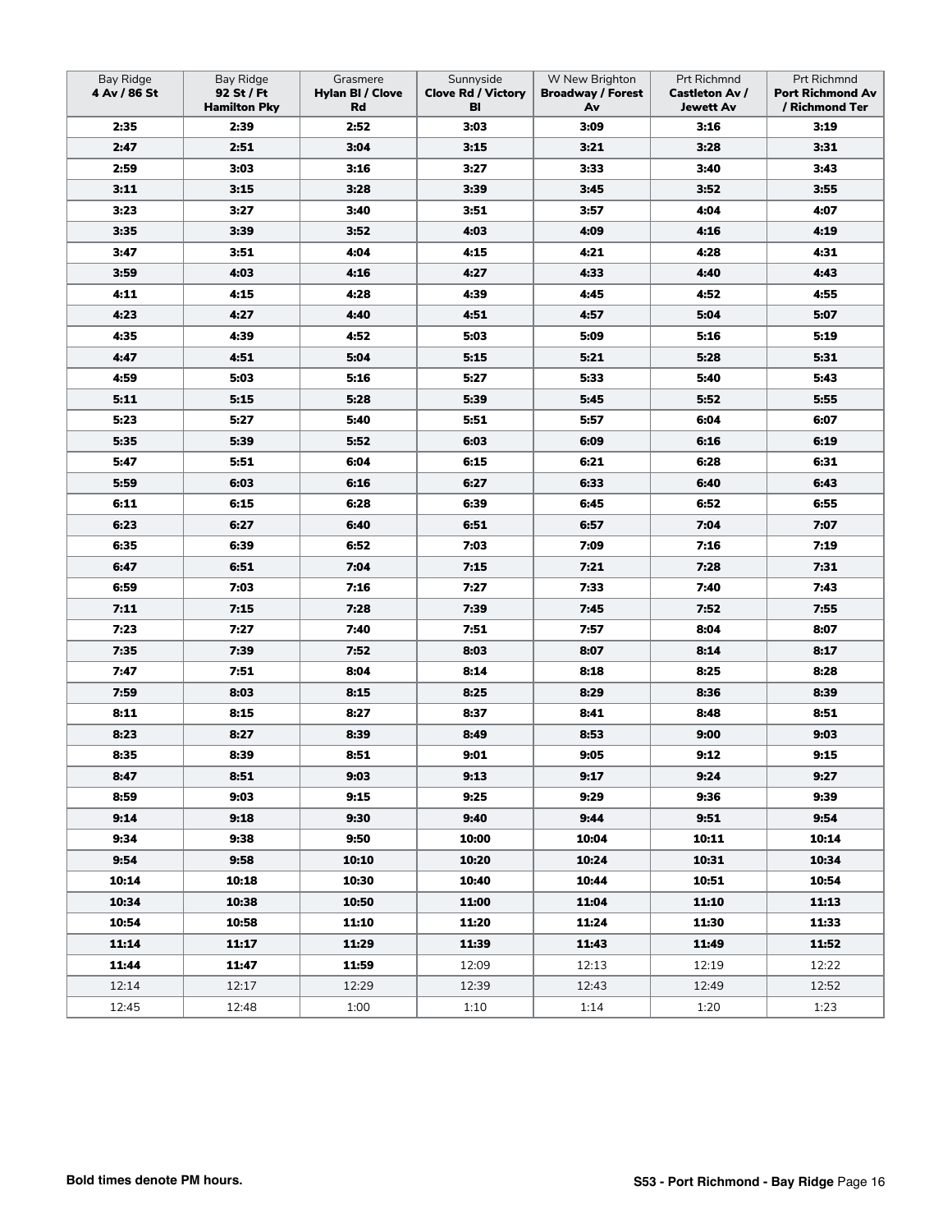| Bay Ridge **4 Av / 86 St** | Bay Ridge **92 St / Ft Hamilton Pky** | Grasmere **Hylan Bl / Clove Rd** | Sunnyside **Clove Rd / Victory Bl** | W New Brighton **Broadway / Forest Av** | Prt Richmnd **Castleton Av / Jewett Av** | Prt Richmnd **Port Richmond Av / Richmond Ter** |
|---|---|---|---|---|---|---|
| **2:35** | **2:39** | **2:52** | **3:03** | **3:09** | **3:16** | **3:19** |
| **2:47** | **2:51** | **3:04** | **3:15** | **3:21** | **3:28** | **3:31** |
| **2:59** | **3:03** | **3:16** | **3:27** | **3:33** | **3:40** | **3:43** |
| **3:11** | **3:15** | **3:28** | **3:39** | **3:45** | **3:52** | **3:55** |
| **3:23** | **3:27** | **3:40** | **3:51** | **3:57** | **4:04** | **4:07** |
| **3:35** | **3:39** | **3:52** | **4:03** | **4:09** | **4:16** | **4:19** |
| **3:47** | **3:51** | **4:04** | **4:15** | **4:21** | **4:28** | **4:31** |
| **3:59** | **4:03** | **4:16** | **4:27** | **4:33** | **4:40** | **4:43** |
| **4:11** | **4:15** | **4:28** | **4:39** | **4:45** | **4:52** | **4:55** |
| **4:23** | **4:27** | **4:40** | **4:51** | **4:57** | **5:04** | **5:07** |
| **4:35** | **4:39** | **4:52** | **5:03** | **5:09** | **5:16** | **5:19** |
| **4:47** | **4:51** | **5:04** | **5:15** | **5:21** | **5:28** | **5:31** |
| **4:59** | **5:03** | **5:16** | **5:27** | **5:33** | **5:40** | **5:43** |
| **5:11** | **5:15** | **5:28** | **5:39** | **5:45** | **5:52** | **5:55** |
| **5:23** | **5:27** | **5:40** | **5:51** | **5:57** | **6:04** | **6:07** |
| **5:35** | **5:39** | **5:52** | **6:03** | **6:09** | **6:16** | **6:19** |
| **5:47** | **5:51** | **6:04** | **6:15** | **6:21** | **6:28** | **6:31** |
| **5:59** | **6:03** | **6:16** | **6:27** | **6:33** | **6:40** | **6:43** |
| **6:11** | **6:15** | **6:28** | **6:39** | **6:45** | **6:52** | **6:55** |
| **6:23** | **6:27** | **6:40** | **6:51** | **6:57** | **7:04** | **7:07** |
| **6:35** | **6:39** | **6:52** | **7:03** | **7:09** | **7:16** | **7:19** |
| **6:47** | **6:51** | **7:04** | **7:15** | **7:21** | **7:28** | **7:31** |
| **6:59** | **7:03** | **7:16** | **7:27** | **7:33** | **7:40** | **7:43** |
| **7:11** | **7:15** | **7:28** | **7:39** | **7:45** | **7:52** | **7:55** |
| **7:23** | **7:27** | **7:40** | **7:51** | **7:57** | **8:04** | **8:07** |
| **7:35** | **7:39** | **7:52** | **8:03** | **8:07** | **8:14** | **8:17** |
| **7:47** | **7:51** | **8:04** | **8:14** | **8:18** | **8:25** | **8:28** |
| **7:59** | **8:03** | **8:15** | **8:25** | **8:29** | **8:36** | **8:39** |
| **8:11** | **8:15** | **8:27** | **8:37** | **8:41** | **8:48** | **8:51** |
| **8:23** | **8:27** | **8:39** | **8:49** | **8:53** | **9:00** | **9:03** |
| **8:35** | **8:39** | **8:51** | **9:01** | **9:05** | **9:12** | **9:15** |
| **8:47** | **8:51** | **9:03** | **9:13** | **9:17** | **9:24** | **9:27** |
| **8:59** | **9:03** | **9:15** | **9:25** | **9:29** | **9:36** | **9:39** |
| **9:14** | **9:18** | **9:30** | **9:40** | **9:44** | **9:51** | **9:54** |
| **9:34** | **9:38** | **9:50** | **10:00** | **10:04** | **10:11** | **10:14** |
| **9:54** | **9:58** | **10:10** | **10:20** | **10:24** | **10:31** | **10:34** |
| **10:14** | **10:18** | **10:30** | **10:40** | **10:44** | **10:51** | **10:54** |
| **10:34** | **10:38** | **10:50** | **11:00** | **11:04** | **11:10** | **11:13** |
| **10:54** | **10:58** | **11:10** | **11:20** | **11:24** | **11:30** | **11:33** |
| **11:14** | **11:17** | **11:29** | **11:39** | **11:43** | **11:49** | **11:52** |
| **11:44** | **11:47** | **11:59** | 12:09 | 12:13 | 12:19 | 12:22 |
| 12:14 | 12:17 | 12:29 | 12:39 | 12:43 | 12:49 | 12:52 |
| 12:45 | 12:48 | 1:00 | 1:10 | 1:14 | 1:20 | 1:23 |

**Bold times denote PM hours.**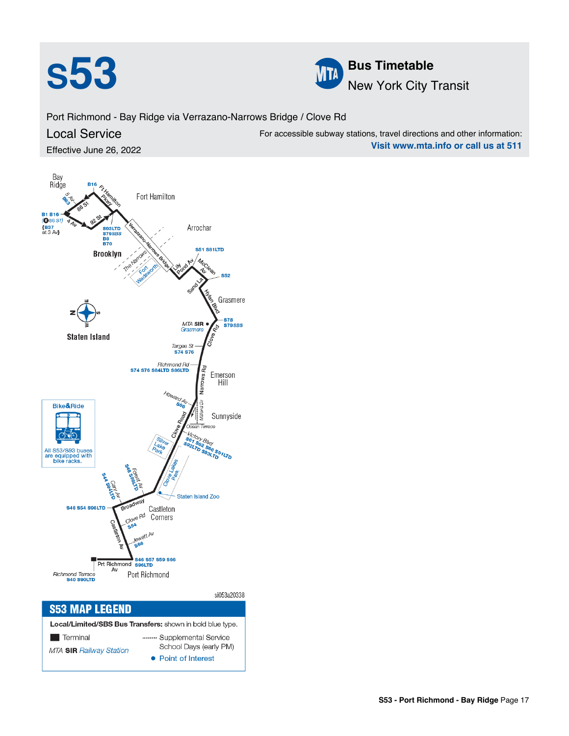# s53

**Bus Timetable**
New York City Transit

Port Richmond - Bay Ridge via Verrazano-Narrows Bridge / Clove Rd

## Local Service

Effective June 26, 2022

For accessible subway stations, travel directions and other information:
**Visit www.mta.info or call us at 511**

Bay Ridge
B16
Ft Hamilton Pkwy
Fort Hamilton
5 Av B63
86 St
B1 B16 (R 86 St)
(B37 at 3 Av)
4 Av
92 St
S93LTD
S79SBS
B8
B70
Verrazano-Narrows Bridge
Arrochar
Brooklyn
The Narrows
Fort Wadsworth
Lily Pond Av
McClean Av
S51 S81LTD
S52
Sand La
Hylan Blvd
Grasmere
MTA SIR Grasmere
S78
S79SBS
Clove Rd
Staten Island
Targee St
S74 S76
Richmond Rd
S74 S76 S84LTD S86LTD
Narrows Rd
Emerson Hill
Howard Av
S66
Milford Dr
Sunnyside
Clove Road
Ocean Terrace
Victory Blvd
S61 S62 S66 S91LTD
S92LTD S93LTD
Silver Lake Park
Clove Lakes Park

**Bike&Ride**
All S53/S93 buses are equipped with bike racks.

S48 S98LTD
Forest Av
S44 S94LTD
Cary Av
Staten Island Zoo
Broadway
S46 S54 S96LTD
Castleton Corners
Clove Rd
S54
Castleton Av
Jewett Av
S66
S46 S57 S59 S66
S96LTD
Prt Richmond Av
Richmond Terrace
S40 S90LTD
Port Richmond

si053a20338

## S53 MAP LEGEND

**Local/Limited/SBS Bus Transfers:** shown in bold blue type.

- Terminal
- *MTA* **SIR** *Railway Station*
- -------- Supplemental Service School Days (early PM)
- Point of Interest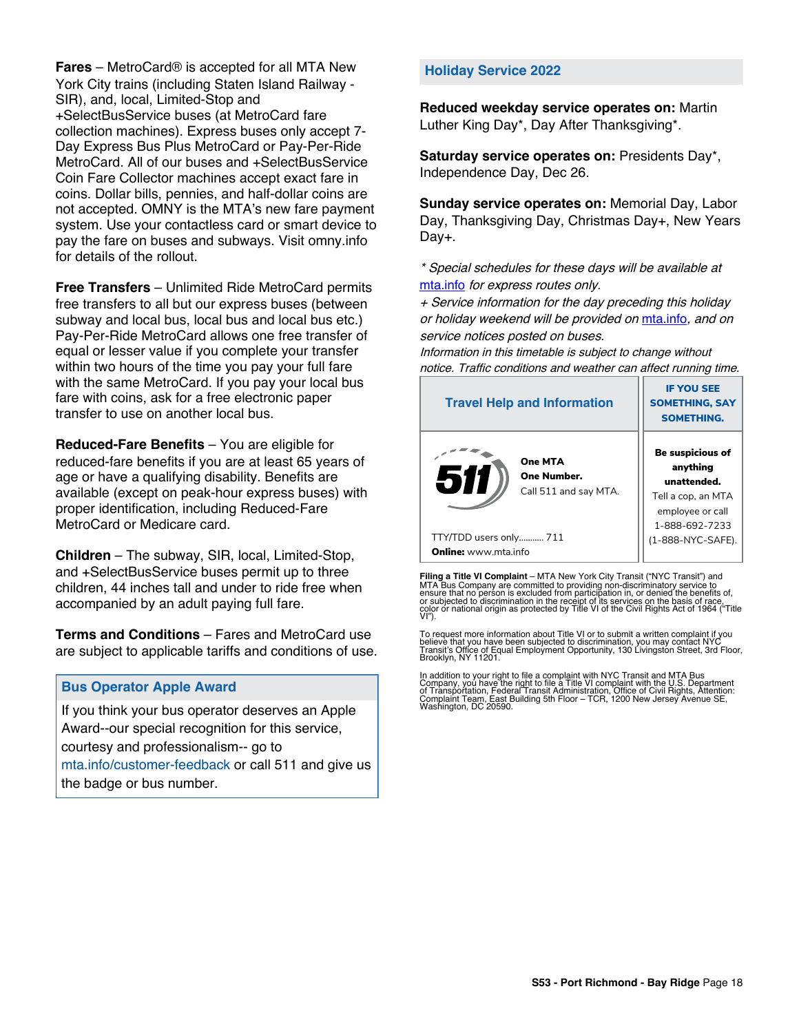**Fares** – MetroCard® is accepted for all MTA New York City trains (including Staten Island Railway - SIR), and, local, Limited-Stop and +SelectBusService buses (at MetroCard fare collection machines). Express buses only accept 7-Day Express Bus Plus MetroCard or Pay-Per-Ride MetroCard. All of our buses and +SelectBusService Coin Fare Collector machines accept exact fare in coins. Dollar bills, pennies, and half-dollar coins are not accepted. OMNY is the MTA's new fare payment system. Use your contactless card or smart device to pay the fare on buses and subways. Visit omny.info for details of the rollout.

**Free Transfers** – Unlimited Ride MetroCard permits free transfers to all but our express buses (between subway and local bus, local bus and local bus etc.) Pay-Per-Ride MetroCard allows one free transfer of equal or lesser value if you complete your transfer within two hours of the time you pay your full fare with the same MetroCard. If you pay your local bus fare with coins, ask for a free electronic paper transfer to use on another local bus.

**Reduced-Fare Benefits** – You are eligible for reduced-fare benefits if you are at least 65 years of age or have a qualifying disability. Benefits are available (except on peak-hour express buses) with proper identification, including Reduced-Fare MetroCard or Medicare card.

**Children** – The subway, SIR, local, Limited-Stop, and +SelectBusService buses permit up to three children, 44 inches tall and under to ride free when accompanied by an adult paying full fare.

**Terms and Conditions** – Fares and MetroCard use are subject to applicable tariffs and conditions of use.

## Bus Operator Apple Award

If you think your bus operator deserves an Apple Award--our special recognition for this service, courtesy and professionalism-- go to mta.info/customer-feedback or call 511 and give us the badge or bus number.

## Holiday Service 2022

**Reduced weekday service operates on:** Martin Luther King Day*, Day After Thanksgiving*.

**Saturday service operates on:** Presidents Day*, Independence Day, Dec 26.

**Sunday service operates on:** Memorial Day, Labor Day, Thanksgiving Day, Christmas Day+, New Years Day+.

*\* Special schedules for these days will be available at mta.info for express routes only.*
*+ Service information for the day preceding this holiday or holiday weekend will be provided on mta.info, and on service notices posted on buses.*
*Information in this timetable is subject to change without notice. Traffic conditions and weather can affect running time.*

| Travel Help and Information | IF YOU SEE SOMETHING, SAY SOMETHING. |
|---|---|
| 511 **One MTA One Number.** Call 511 and say MTA. TTY/TDD users only........... 711 **Online:** www.mta.info | **Be suspicious of anything unattended.** Tell a cop, an MTA employee or call 1-888-692-7233 (1-888-NYC-SAFE). |

**Filing a Title VI Complaint** – MTA New York City Transit ("NYC Transit") and MTA Bus Company are committed to providing non-discriminatory service to ensure that no person is excluded from participation in, or denied the benefits of, or subjected to discrimination in the receipt of its services on the basis of race, color or national origin as protected by Title VI of the Civil Rights Act of 1964 ("Title VI").

To request more information about Title VI or to submit a written complaint if you believe that you have been subjected to discrimination, you may contact NYC Transit's Office of Equal Employment Opportunity, 130 Livingston Street, 3rd Floor, Brooklyn, NY 11201.

In addition to your right to file a complaint with NYC Transit and MTA Bus Company, you have the right to file a Title VI complaint with the U.S. Department of Transportation, Federal Transit Administration, Office of Civil Rights, Attention: Complaint Team, East Building 5th Floor – TCR, 1200 New Jersey Avenue SE, Washington, DC 20590.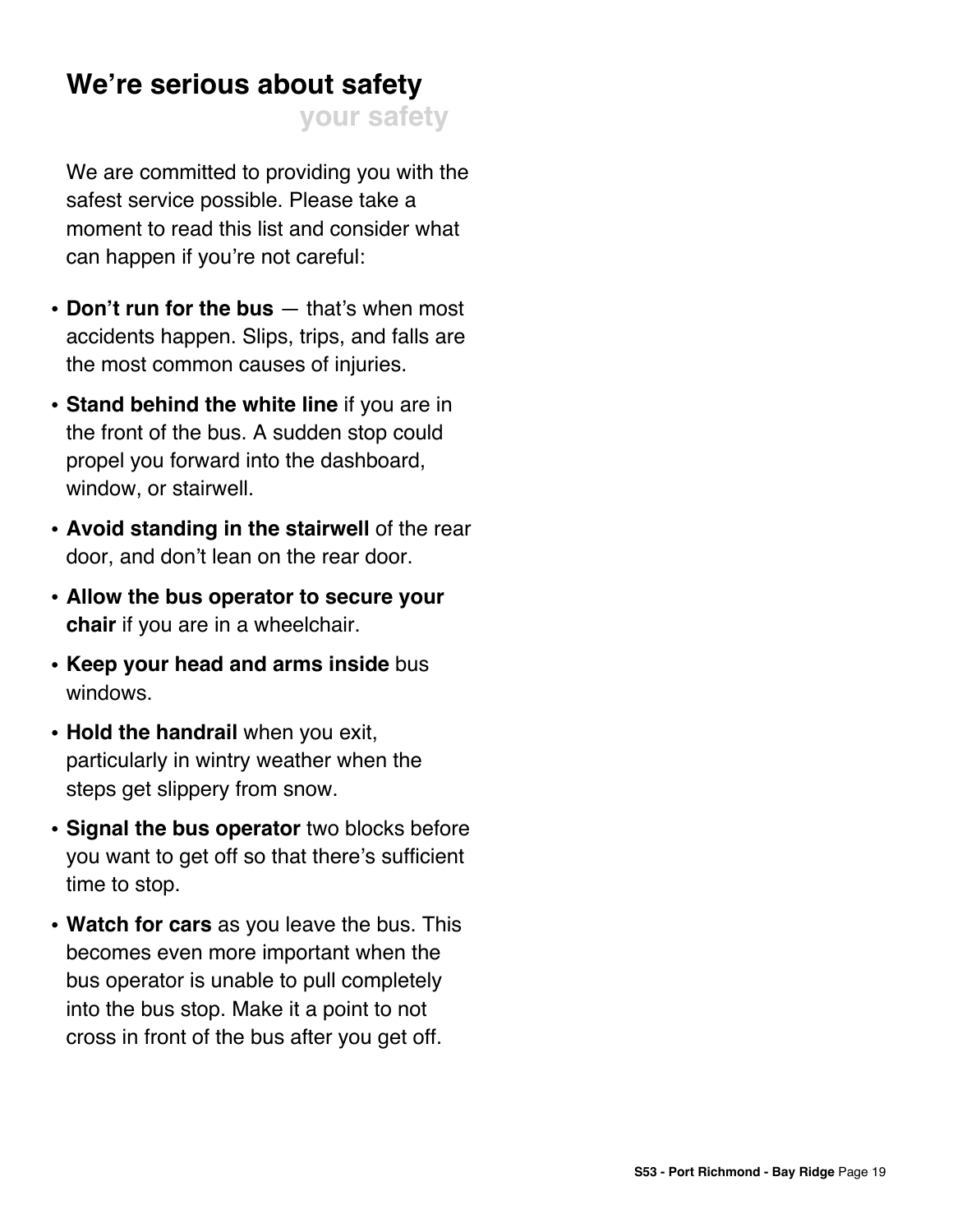## We’re serious about safety

### your safety

We are committed to providing you with the safest service possible. Please take a moment to read this list and consider what can happen if you’re not careful:

- **Don’t run for the bus** — that’s when most accidents happen. Slips, trips, and falls are the most common causes of injuries.
- **Stand behind the white line** if you are in the front of the bus. A sudden stop could propel you forward into the dashboard, window, or stairwell.
- **Avoid standing in the stairwell** of the rear door, and don’t lean on the rear door.
- **Allow the bus operator to secure your chair** if you are in a wheelchair.
- **Keep your head and arms inside** bus windows.
- **Hold the handrail** when you exit, particularly in wintry weather when the steps get slippery from snow.
- **Signal the bus operator** two blocks before you want to get off so that there’s sufficient time to stop.
- **Watch for cars** as you leave the bus. This becomes even more important when the bus operator is unable to pull completely into the bus stop. Make it a point to not cross in front of the bus after you get off.